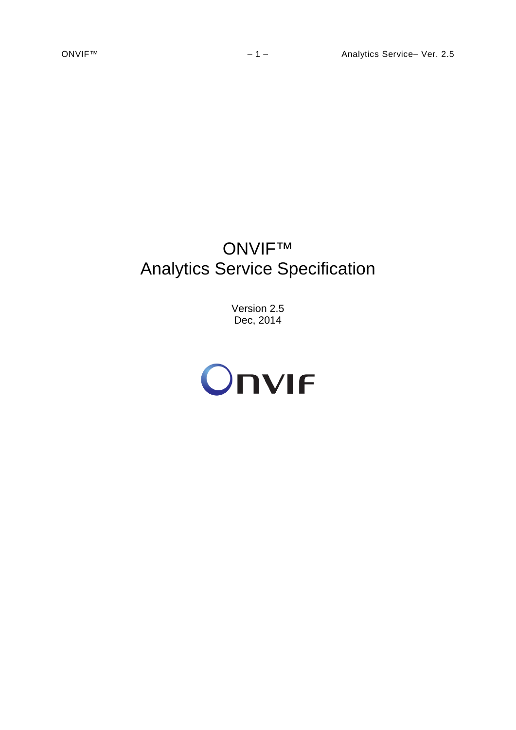# ONVIF™
# Analytics Service Specification

Version 2.5
Dec, 2014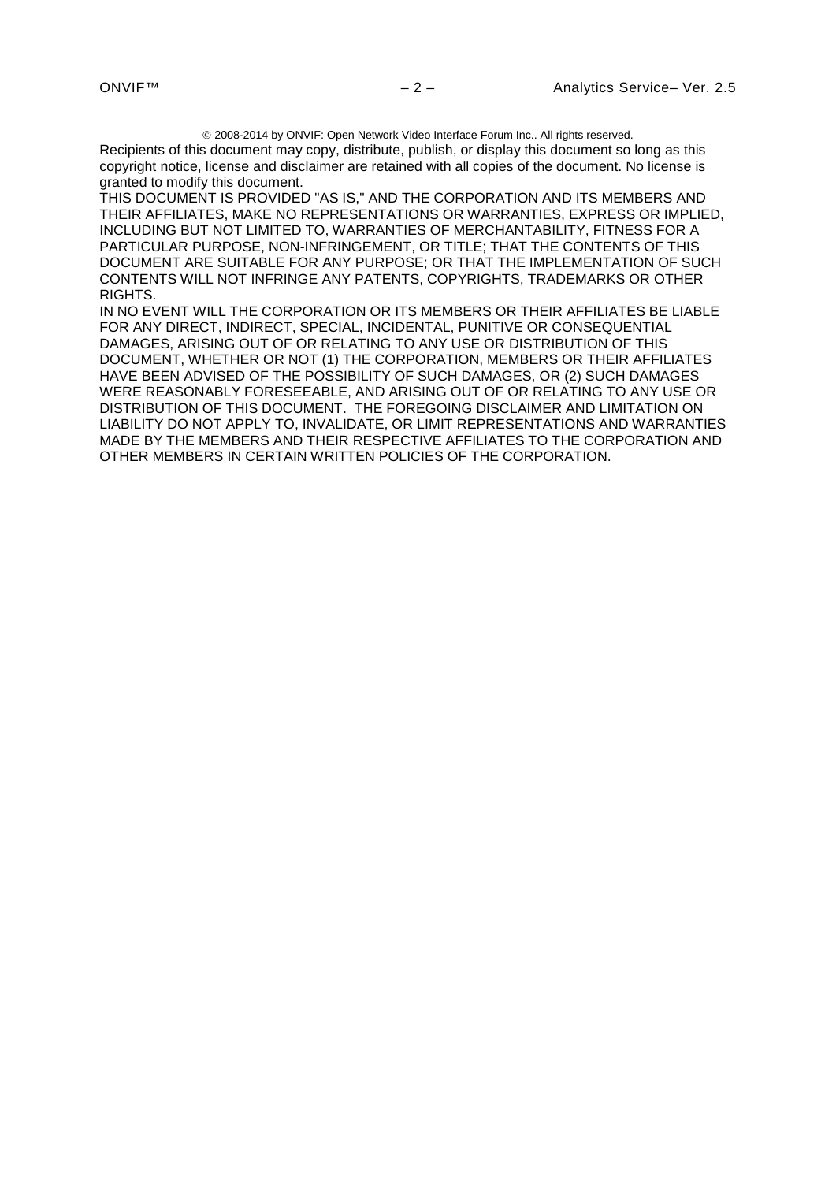© 2008-2014 by ONVIF: Open Network Video Interface Forum Inc.. All rights reserved.

Recipients of this document may copy, distribute, publish, or display this document so long as this copyright notice, license and disclaimer are retained with all copies of the document. No license is granted to modify this document.

THIS DOCUMENT IS PROVIDED "AS IS," AND THE CORPORATION AND ITS MEMBERS AND THEIR AFFILIATES, MAKE NO REPRESENTATIONS OR WARRANTIES, EXPRESS OR IMPLIED, INCLUDING BUT NOT LIMITED TO, WARRANTIES OF MERCHANTABILITY, FITNESS FOR A PARTICULAR PURPOSE, NON-INFRINGEMENT, OR TITLE; THAT THE CONTENTS OF THIS DOCUMENT ARE SUITABLE FOR ANY PURPOSE; OR THAT THE IMPLEMENTATION OF SUCH CONTENTS WILL NOT INFRINGE ANY PATENTS, COPYRIGHTS, TRADEMARKS OR OTHER RIGHTS.

IN NO EVENT WILL THE CORPORATION OR ITS MEMBERS OR THEIR AFFILIATES BE LIABLE FOR ANY DIRECT, INDIRECT, SPECIAL, INCIDENTAL, PUNITIVE OR CONSEQUENTIAL DAMAGES, ARISING OUT OF OR RELATING TO ANY USE OR DISTRIBUTION OF THIS DOCUMENT, WHETHER OR NOT (1) THE CORPORATION, MEMBERS OR THEIR AFFILIATES HAVE BEEN ADVISED OF THE POSSIBILITY OF SUCH DAMAGES, OR (2) SUCH DAMAGES WERE REASONABLY FORESEEABLE, AND ARISING OUT OF OR RELATING TO ANY USE OR DISTRIBUTION OF THIS DOCUMENT. THE FOREGOING DISCLAIMER AND LIMITATION ON LIABILITY DO NOT APPLY TO, INVALIDATE, OR LIMIT REPRESENTATIONS AND WARRANTIES MADE BY THE MEMBERS AND THEIR RESPECTIVE AFFILIATES TO THE CORPORATION AND OTHER MEMBERS IN CERTAIN WRITTEN POLICIES OF THE CORPORATION.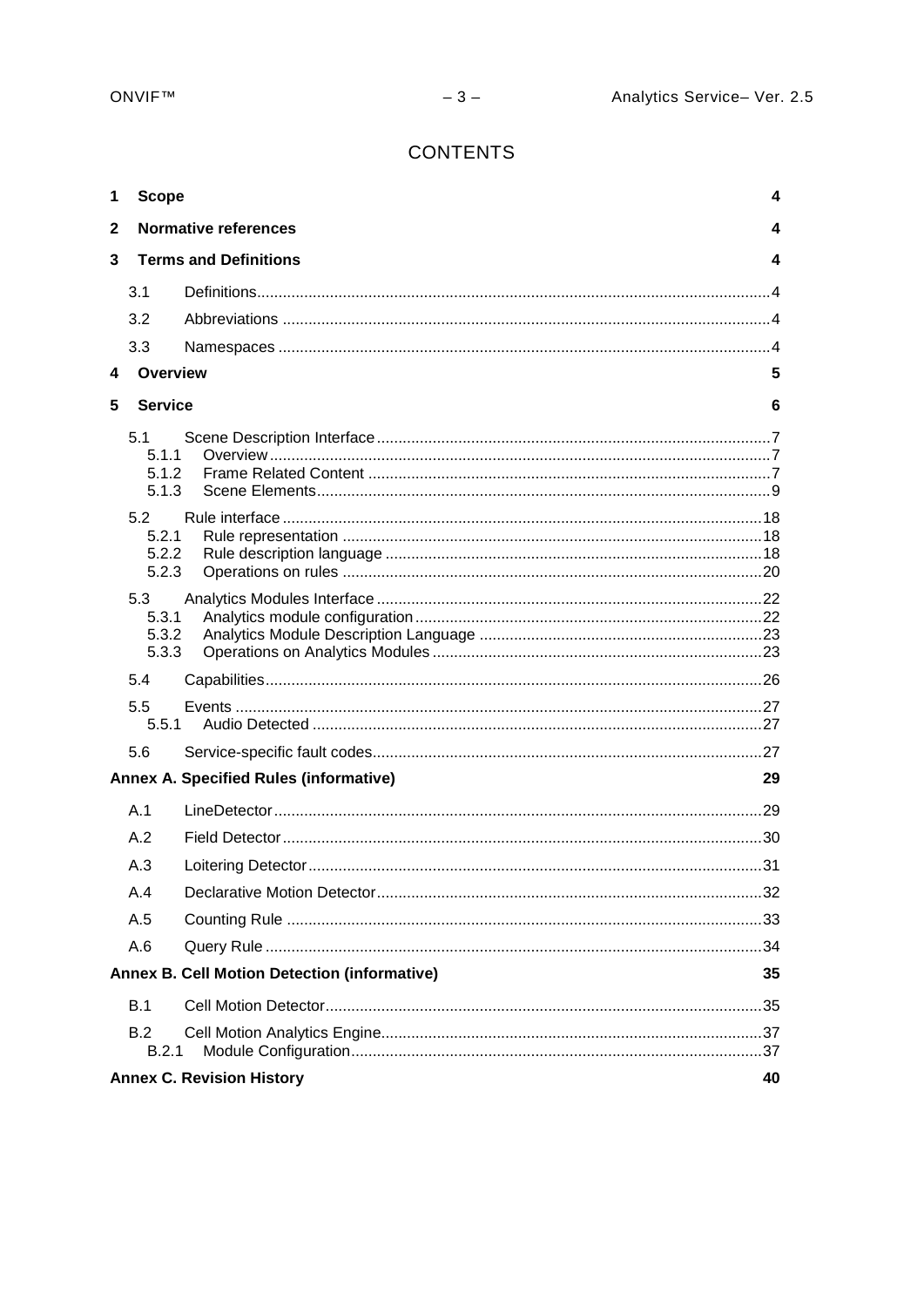# CONTENTS

| | | |
|---|---|---|
| **1** | **Scope** | **4** |
| **2** | **Normative references** | **4** |
| **3** | **Terms and Definitions** | **4** |
| 3.1 | Definitions | 4 |
| 3.2 | Abbreviations | 4 |
| 3.3 | Namespaces | 4 |
| **4** | **Overview** | **5** |
| **5** | **Service** | **6** |
| 5.1 | Scene Description Interface | 7 |
| 5.1.1 | Overview | 7 |
| 5.1.2 | Frame Related Content | 7 |
| 5.1.3 | Scene Elements | 9 |
| 5.2 | Rule interface | 18 |
| 5.2.1 | Rule representation | 18 |
| 5.2.2 | Rule description language | 18 |
| 5.2.3 | Operations on rules | 20 |
| 5.3 | Analytics Modules Interface | 22 |
| 5.3.1 | Analytics module configuration | 22 |
| 5.3.2 | Analytics Module Description Language | 23 |
| 5.3.3 | Operations on Analytics Modules | 23 |
| 5.4 | Capabilities | 26 |
| 5.5 | Events | 27 |
| 5.5.1 | Audio Detected | 27 |
| 5.6 | Service-specific fault codes | 27 |
| **Annex A.** | **Specified Rules (informative)** | **29** |
| A.1 | LineDetector | 29 |
| A.2 | Field Detector | 30 |
| A.3 | Loitering Detector | 31 |
| A.4 | Declarative Motion Detector | 32 |
| A.5 | Counting Rule | 33 |
| A.6 | Query Rule | 34 |
| **Annex B.** | **Cell Motion Detection (informative)** | **35** |
| B.1 | Cell Motion Detector | 35 |
| B.2 | Cell Motion Analytics Engine | 37 |
| B.2.1 | Module Configuration | 37 |
| **Annex C.** | **Revision History** | **40** |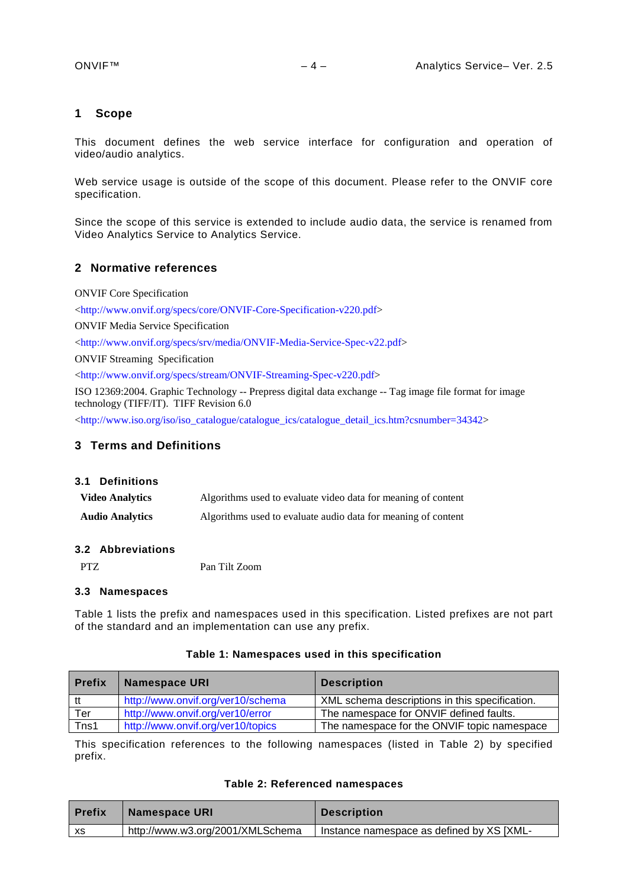# 1 Scope

This document defines the web service interface for configuration and operation of video/audio analytics.

Web service usage is outside of the scope of this document. Please refer to the ONVIF core specification.

Since the scope of this service is extended to include audio data, the service is renamed from Video Analytics Service to Analytics Service.

# 2 Normative references

ONVIF Core Specification

<http://www.onvif.org/specs/core/ONVIF-Core-Specification-v220.pdf>

ONVIF Media Service Specification

<http://www.onvif.org/specs/srv/media/ONVIF-Media-Service-Spec-v22.pdf>

ONVIF Streaming Specification

<http://www.onvif.org/specs/stream/ONVIF-Streaming-Spec-v220.pdf>

ISO 12369:2004. Graphic Technology -- Prepress digital data exchange -- Tag image file format for image technology (TIFF/IT). TIFF Revision 6.0

<http://www.iso.org/iso/iso_catalogue/catalogue_ics/catalogue_detail_ics.htm?csnumber=34342>

# 3 Terms and Definitions

## 3.1 Definitions

| | |
|---|---|
| **Video Analytics** | Algorithms used to evaluate video data for meaning of content |
| **Audio Analytics** | Algorithms used to evaluate audio data for meaning of content |

## 3.2 Abbreviations

| | |
|---|---|
| PTZ | Pan Tilt Zoom |

## 3.3 Namespaces

Table 1 lists the prefix and namespaces used in this specification. Listed prefixes are not part of the standard and an implementation can use any prefix.

**Table 1: Namespaces used in this specification**

| Prefix | Namespace URI | Description |
|---|---|---|
| tt | http://www.onvif.org/ver10/schema | XML schema descriptions in this specification. |
| Ter | http://www.onvif.org/ver10/error | The namespace for ONVIF defined faults. |
| Tns1 | http://www.onvif.org/ver10/topics | The namespace for the ONVIF topic namespace |

This specification references to the following namespaces (listed in Table 2) by specified prefix.

**Table 2: Referenced namespaces**

| Prefix | Namespace URI | Description |
|---|---|---|
| xs | http://www.w3.org/2001/XMLSchema | Instance namespace as defined by XS [XML- |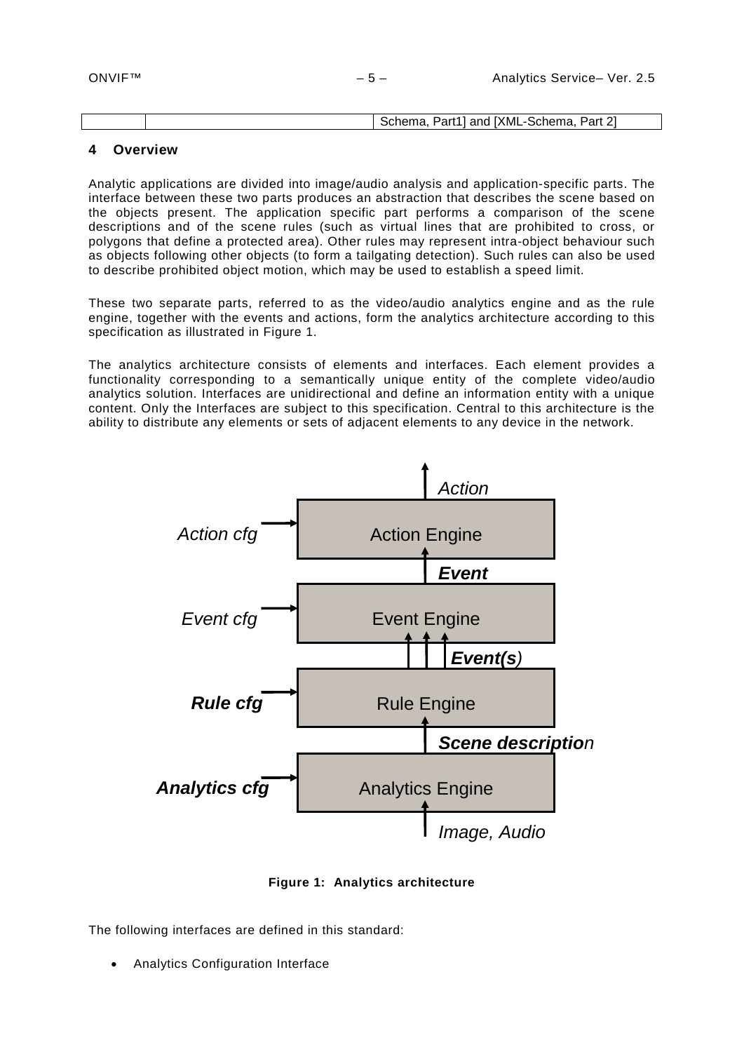| | | Schema, Part1] and [XML-Schema, Part 2] |
|---|---|---|

# 4 Overview

Analytic applications are divided into image/audio analysis and application-specific parts. The interface between these two parts produces an abstraction that describes the scene based on the objects present. The application specific part performs a comparison of the scene descriptions and of the scene rules (such as virtual lines that are prohibited to cross, or polygons that define a protected area). Other rules may represent intra-object behaviour such as objects following other objects (to form a tailgating detection). Such rules can also be used to describe prohibited object motion, which may be used to establish a speed limit.

These two separate parts, referred to as the video/audio analytics engine and as the rule engine, together with the events and actions, form the analytics architecture according to this specification as illustrated in Figure 1.

The analytics architecture consists of elements and interfaces. Each element provides a functionality corresponding to a semantically unique entity of the complete video/audio analytics solution. Interfaces are unidirectional and define an information entity with a unique content. Only the Interfaces are subject to this specification. Central to this architecture is the ability to distribute any elements or sets of adjacent elements to any device in the network.

**Figure 1: Analytics architecture**

The following interfaces are defined in this standard:

- Analytics Configuration Interface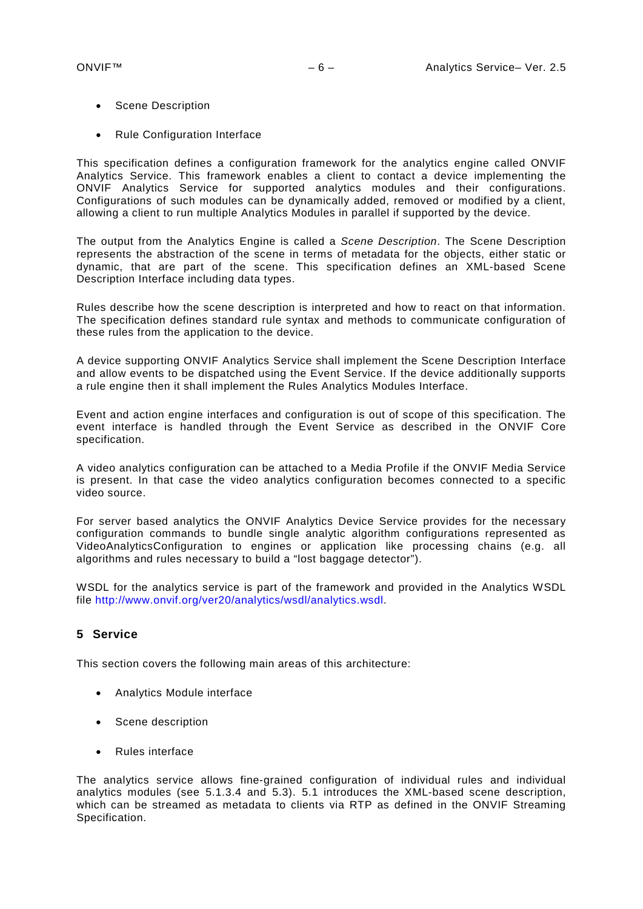- Scene Description
- Rule Configuration Interface

This specification defines a configuration framework for the analytics engine called ONVIF Analytics Service. This framework enables a client to contact a device implementing the ONVIF Analytics Service for supported analytics modules and their configurations. Configurations of such modules can be dynamically added, removed or modified by a client, allowing a client to run multiple Analytics Modules in parallel if supported by the device.

The output from the Analytics Engine is called a *Scene Description*. The Scene Description represents the abstraction of the scene in terms of metadata for the objects, either static or dynamic, that are part of the scene. This specification defines an XML-based Scene Description Interface including data types.

Rules describe how the scene description is interpreted and how to react on that information. The specification defines standard rule syntax and methods to communicate configuration of these rules from the application to the device.

A device supporting ONVIF Analytics Service shall implement the Scene Description Interface and allow events to be dispatched using the Event Service. If the device additionally supports a rule engine then it shall implement the Rules Analytics Modules Interface.

Event and action engine interfaces and configuration is out of scope of this specification. The event interface is handled through the Event Service as described in the ONVIF Core specification.

A video analytics configuration can be attached to a Media Profile if the ONVIF Media Service is present. In that case the video analytics configuration becomes connected to a specific video source.

For server based analytics the ONVIF Analytics Device Service provides for the necessary configuration commands to bundle single analytic algorithm configurations represented as VideoAnalyticsConfiguration to engines or application like processing chains (e.g. all algorithms and rules necessary to build a "lost baggage detector").

WSDL for the analytics service is part of the framework and provided in the Analytics WSDL file http://www.onvif.org/ver20/analytics/wsdl/analytics.wsdl.

## 5 Service

This section covers the following main areas of this architecture:

- Analytics Module interface
- Scene description
- Rules interface

The analytics service allows fine-grained configuration of individual rules and individual analytics modules (see 5.1.3.4 and 5.3). 5.1 introduces the XML-based scene description, which can be streamed as metadata to clients via RTP as defined in the ONVIF Streaming Specification.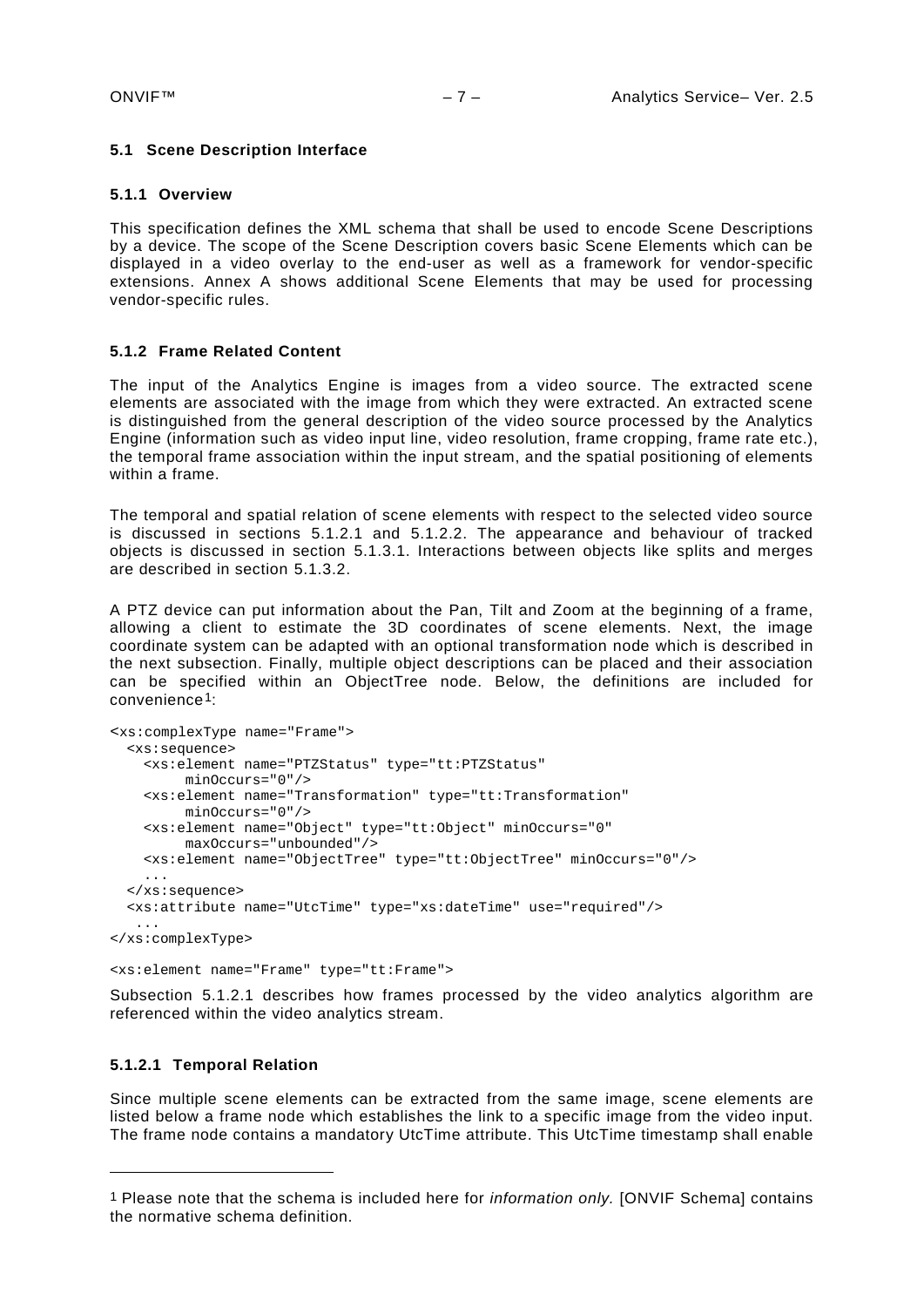### 5.1 Scene Description Interface

#### 5.1.1 Overview

This specification defines the XML schema that shall be used to encode Scene Descriptions by a device. The scope of the Scene Description covers basic Scene Elements which can be displayed in a video overlay to the end-user as well as a framework for vendor-specific extensions. Annex A shows additional Scene Elements that may be used for processing vendor-specific rules.

#### 5.1.2 Frame Related Content

The input of the Analytics Engine is images from a video source. The extracted scene elements are associated with the image from which they were extracted. An extracted scene is distinguished from the general description of the video source processed by the Analytics Engine (information such as video input line, video resolution, frame cropping, frame rate etc.), the temporal frame association within the input stream, and the spatial positioning of elements within a frame.

The temporal and spatial relation of scene elements with respect to the selected video source is discussed in sections 5.1.2.1 and 5.1.2.2. The appearance and behaviour of tracked objects is discussed in section 5.1.3.1. Interactions between objects like splits and merges are described in section 5.1.3.2.

A PTZ device can put information about the Pan, Tilt and Zoom at the beginning of a frame, allowing a client to estimate the 3D coordinates of scene elements. Next, the image coordinate system can be adapted with an optional transformation node which is described in the next subsection. Finally, multiple object descriptions can be placed and their association can be specified within an ObjectTree node. Below, the definitions are included for convenience[1]:

```
<xs:complexType name="Frame">
  <xs:sequence>
    <xs:element name="PTZStatus" type="tt:PTZStatus"
         minOccurs="0"/>
    <xs:element name="Transformation" type="tt:Transformation"
         minOccurs="0"/>
    <xs:element name="Object" type="tt:Object" minOccurs="0"
         maxOccurs="unbounded"/>
    <xs:element name="ObjectTree" type="tt:ObjectTree" minOccurs="0"/>
    ...
  </xs:sequence>
  <xs:attribute name="UtcTime" type="xs:dateTime" use="required"/>
   ...
</xs:complexType>

<xs:element name="Frame" type="tt:Frame">
```

Subsection 5.1.2.1 describes how frames processed by the video analytics algorithm are referenced within the video analytics stream.

##### 5.1.2.1 Temporal Relation

Since multiple scene elements can be extracted from the same image, scene elements are listed below a frame node which establishes the link to a specific image from the video input. The frame node contains a mandatory UtcTime attribute. This UtcTime timestamp shall enable

---

[1] Please note that the schema is included here for *information only.* [ONVIF Schema] contains the normative schema definition.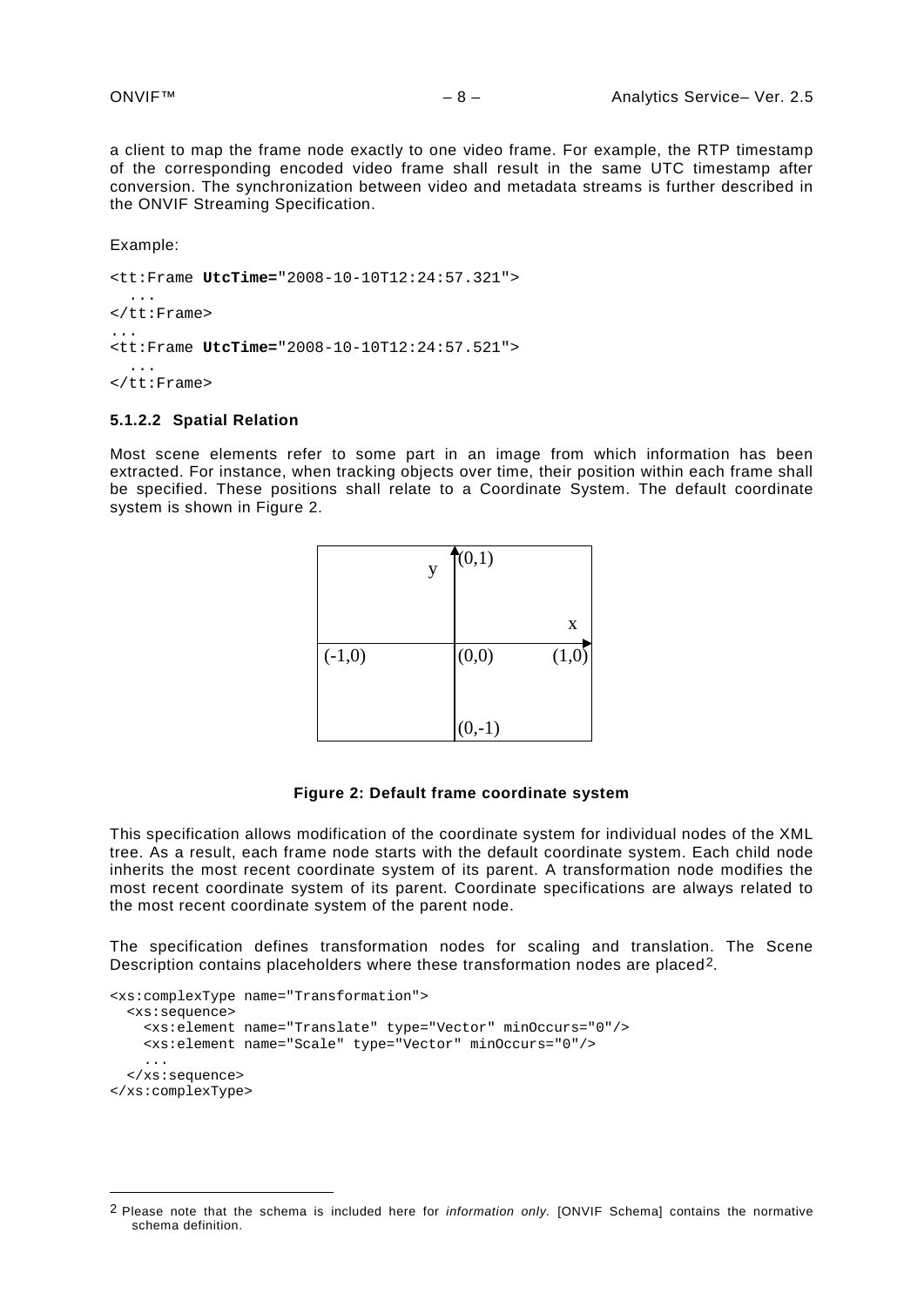a client to map the frame node exactly to one video frame. For example, the RTP timestamp of the corresponding encoded video frame shall result in the same UTC timestamp after conversion. The synchronization between video and metadata streams is further described in the ONVIF Streaming Specification.

Example:

```
<tt:Frame UtcTime="2008-10-10T12:24:57.321">
  ...
</tt:Frame>
...
<tt:Frame UtcTime="2008-10-10T12:24:57.521">
  ...
</tt:Frame>
```

#### 5.1.2.2 Spatial Relation

Most scene elements refer to some part in an image from which information has been extracted. For instance, when tracking objects over time, their position within each frame shall be specified. These positions shall relate to a Coordinate System. The default coordinate system is shown in Figure 2.

**Figure 2: Default frame coordinate system**

This specification allows modification of the coordinate system for individual nodes of the XML tree. As a result, each frame node starts with the default coordinate system. Each child node inherits the most recent coordinate system of its parent. A transformation node modifies the most recent coordinate system of its parent. Coordinate specifications are always related to the most recent coordinate system of the parent node.

The specification defines transformation nodes for scaling and translation. The Scene Description contains placeholders where these transformation nodes are placed[2].

```
<xs:complexType name="Transformation">
  <xs:sequence>
    <xs:element name="Translate" type="Vector" minOccurs="0"/>
    <xs:element name="Scale" type="Vector" minOccurs="0"/>
    ...
  </xs:sequence>
</xs:complexType>
```

---

[2] Please note that the schema is included here for *information only.* [ONVIF Schema] contains the normative schema definition.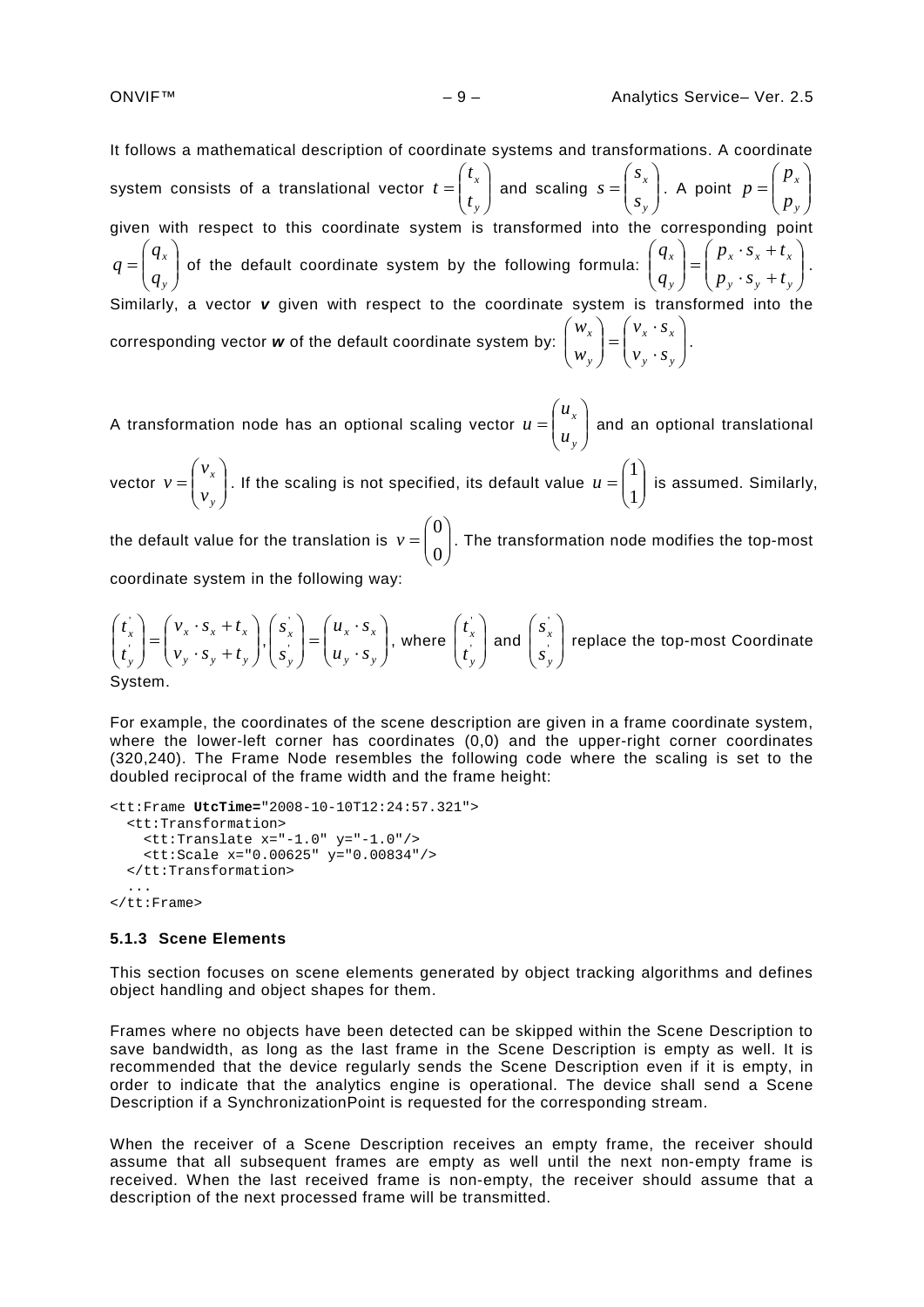It follows a mathematical description of coordinate systems and transformations. A coordinate system consists of a translational vector $t = \begin{pmatrix} t_x \\ t_y \end{pmatrix}$ and scaling $s = \begin{pmatrix} s_x \\ s_y \end{pmatrix}$. A point $p = \begin{pmatrix} p_x \\ p_y \end{pmatrix}$ given with respect to this coordinate system is transformed into the corresponding point $q = \begin{pmatrix} q_x \\ q_y \end{pmatrix}$ of the default coordinate system by the following formula: $\begin{pmatrix} q_x \\ q_y \end{pmatrix} = \begin{pmatrix} p_x \cdot s_x + t_x \\ p_y \cdot s_y + t_y \end{pmatrix}$. Similarly, a vector ***v*** given with respect to the coordinate system is transformed into the corresponding vector ***w*** of the default coordinate system by: $\begin{pmatrix} w_x \\ w_y \end{pmatrix} = \begin{pmatrix} v_x \cdot s_x \\ v_y \cdot s_y \end{pmatrix}$.

A transformation node has an optional scaling vector $u = \begin{pmatrix} u_x \\ u_y \end{pmatrix}$ and an optional translational vector $v = \begin{pmatrix} v_x \\ v_y \end{pmatrix}$. If the scaling is not specified, its default value $u = \begin{pmatrix} 1 \\ 1 \end{pmatrix}$ is assumed. Similarly, the default value for the translation is $v = \begin{pmatrix} 0 \\ 0 \end{pmatrix}$. The transformation node modifies the top-most coordinate system in the following way:

$\begin{pmatrix} t'_x \\ t'_y \end{pmatrix} = \begin{pmatrix} v_x \cdot s_x + t_x \\ v_y \cdot s_y + t_y \end{pmatrix}$, $\begin{pmatrix} s'_x \\ s'_y \end{pmatrix} = \begin{pmatrix} u_x \cdot s_x \\ u_y \cdot s_y \end{pmatrix}$, where $\begin{pmatrix} t'_x \\ t'_y \end{pmatrix}$ and $\begin{pmatrix} s'_x \\ s'_y \end{pmatrix}$ replace the top-most Coordinate System.

For example, the coordinates of the scene description are given in a frame coordinate system, where the lower-left corner has coordinates (0,0) and the upper-right corner coordinates (320,240). The Frame Node resembles the following code where the scaling is set to the doubled reciprocal of the frame width and the frame height:

```
<tt:Frame UtcTime="2008-10-10T12:24:57.321">
  <tt:Transformation>
    <tt:Translate x="-1.0" y="-1.0"/>
    <tt:Scale x="0.00625" y="0.00834"/>
  </tt:Transformation>
  ...
</tt:Frame>
```

### 5.1.3 Scene Elements

This section focuses on scene elements generated by object tracking algorithms and defines object handling and object shapes for them.

Frames where no objects have been detected can be skipped within the Scene Description to save bandwidth, as long as the last frame in the Scene Description is empty as well. It is recommended that the device regularly sends the Scene Description even if it is empty, in order to indicate that the analytics engine is operational. The device shall send a Scene Description if a SynchronizationPoint is requested for the corresponding stream.

When the receiver of a Scene Description receives an empty frame, the receiver should assume that all subsequent frames are empty as well until the next non-empty frame is received. When the last received frame is non-empty, the receiver should assume that a description of the next processed frame will be transmitted.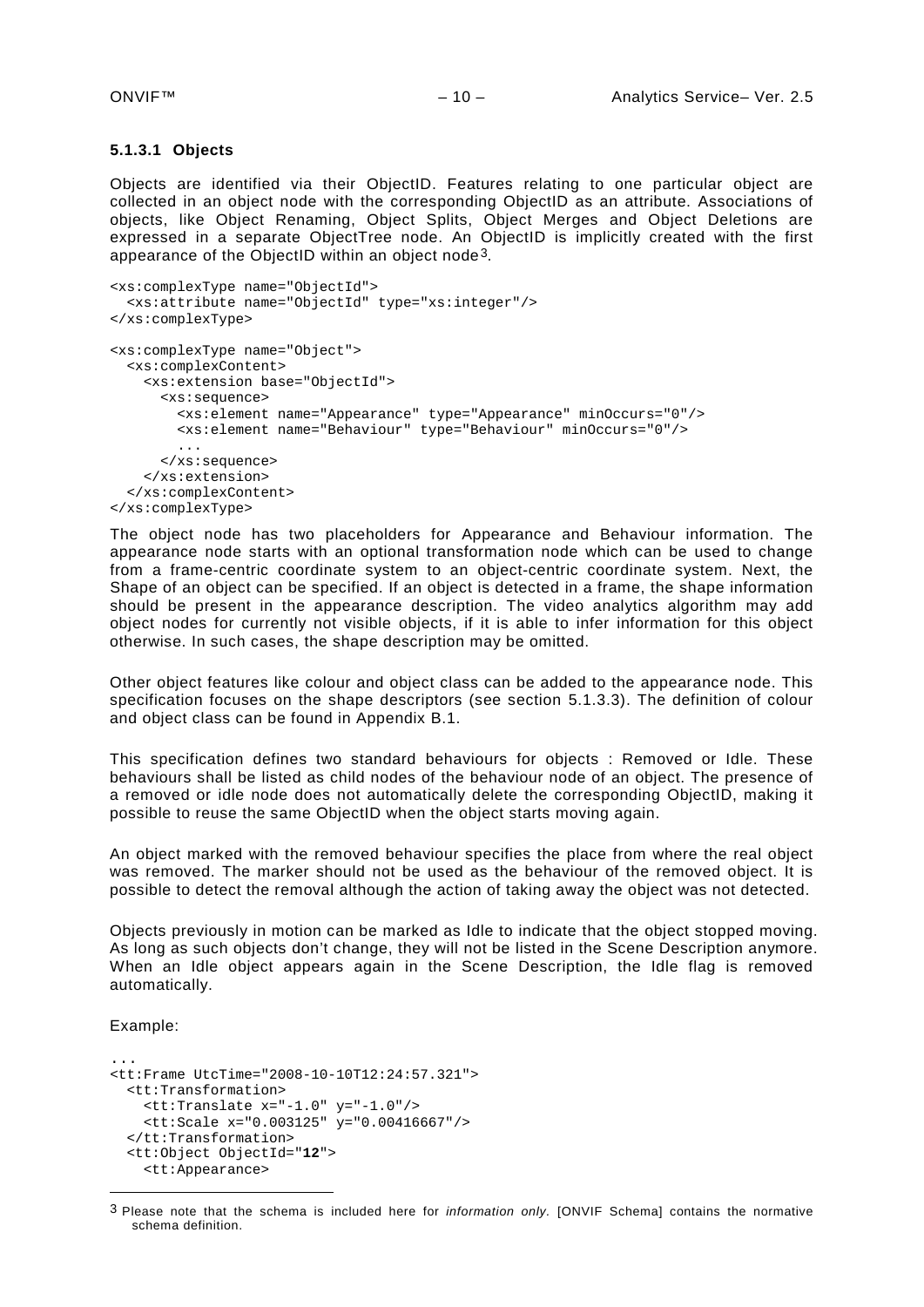#### 5.1.3.1 Objects

Objects are identified via their ObjectID. Features relating to one particular object are collected in an object node with the corresponding ObjectID as an attribute. Associations of objects, like Object Renaming, Object Splits, Object Merges and Object Deletions are expressed in a separate ObjectTree node. An ObjectID is implicitly created with the first appearance of the ObjectID within an object node[3].

```
<xs:complexType name="ObjectId">
  <xs:attribute name="ObjectId" type="xs:integer"/>
</xs:complexType>

<xs:complexType name="Object">
  <xs:complexContent>
    <xs:extension base="ObjectId">
      <xs:sequence>
        <xs:element name="Appearance" type="Appearance" minOccurs="0"/>
        <xs:element name="Behaviour" type="Behaviour" minOccurs="0"/>
        ...
      </xs:sequence>
    </xs:extension>
  </xs:complexContent>
</xs:complexType>
```

The object node has two placeholders for Appearance and Behaviour information. The appearance node starts with an optional transformation node which can be used to change from a frame-centric coordinate system to an object-centric coordinate system. Next, the Shape of an object can be specified. If an object is detected in a frame, the shape information should be present in the appearance description. The video analytics algorithm may add object nodes for currently not visible objects, if it is able to infer information for this object otherwise. In such cases, the shape description may be omitted.

Other object features like colour and object class can be added to the appearance node. This specification focuses on the shape descriptors (see section 5.1.3.3). The definition of colour and object class can be found in Appendix B.1.

This specification defines two standard behaviours for objects : Removed or Idle. These behaviours shall be listed as child nodes of the behaviour node of an object. The presence of a removed or idle node does not automatically delete the corresponding ObjectID, making it possible to reuse the same ObjectID when the object starts moving again.

An object marked with the removed behaviour specifies the place from where the real object was removed. The marker should not be used as the behaviour of the removed object. It is possible to detect the removal although the action of taking away the object was not detected.

Objects previously in motion can be marked as Idle to indicate that the object stopped moving. As long as such objects don't change, they will not be listed in the Scene Description anymore. When an Idle object appears again in the Scene Description, the Idle flag is removed automatically.

Example:

```
...
<tt:Frame UtcTime="2008-10-10T12:24:57.321">
  <tt:Transformation>
    <tt:Translate x="-1.0" y="-1.0"/>
    <tt:Scale x="0.003125" y="0.00416667"/>
  </tt:Transformation>
  <tt:Object ObjectId="12">
    <tt:Appearance>
```

[3] Please note that the schema is included here for *information only*. [ONVIF Schema] contains the normative schema definition.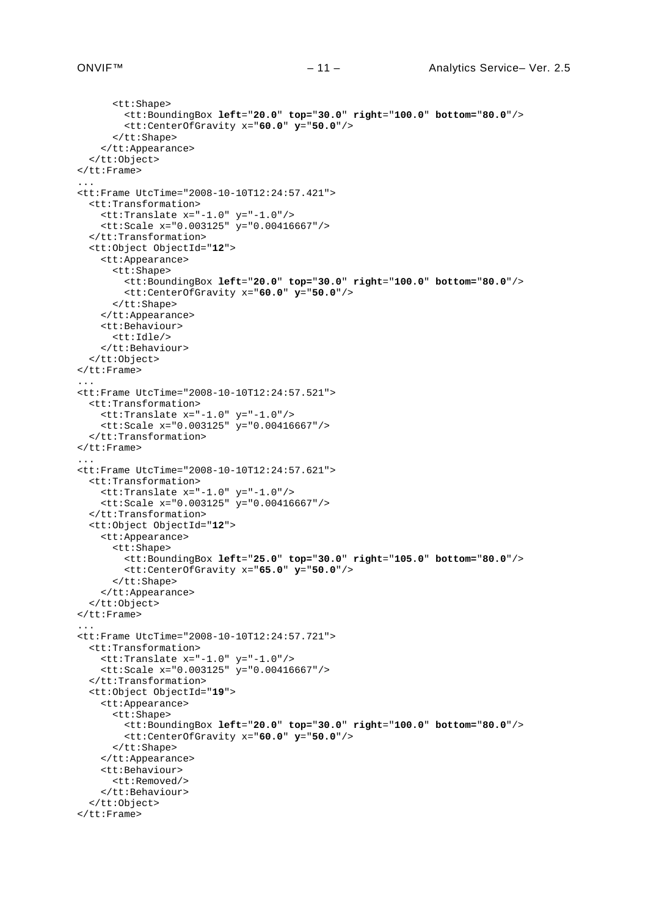```
      <tt:Shape>
        <tt:BoundingBox left="20.0" top="30.0" right="100.0" bottom="80.0"/>
        <tt:CenterOfGravity x="60.0" y="50.0"/>
      </tt:Shape>
    </tt:Appearance>
  </tt:Object>
</tt:Frame>
...
<tt:Frame UtcTime="2008-10-10T12:24:57.421">
  <tt:Transformation>
    <tt:Translate x="-1.0" y="-1.0"/>
    <tt:Scale x="0.003125" y="0.00416667"/>
  </tt:Transformation>
  <tt:Object ObjectId="12">
    <tt:Appearance>
      <tt:Shape>
        <tt:BoundingBox left="20.0" top="30.0" right="100.0" bottom="80.0"/>
        <tt:CenterOfGravity x="60.0" y="50.0"/>
      </tt:Shape>
    </tt:Appearance>
    <tt:Behaviour>
      <tt:Idle/>
    </tt:Behaviour>
  </tt:Object>
</tt:Frame>
...
<tt:Frame UtcTime="2008-10-10T12:24:57.521">
  <tt:Transformation>
    <tt:Translate x="-1.0" y="-1.0"/>
    <tt:Scale x="0.003125" y="0.00416667"/>
  </tt:Transformation>
</tt:Frame>
...
<tt:Frame UtcTime="2008-10-10T12:24:57.621">
  <tt:Transformation>
    <tt:Translate x="-1.0" y="-1.0"/>
    <tt:Scale x="0.003125" y="0.00416667"/>
  </tt:Transformation>
  <tt:Object ObjectId="12">
    <tt:Appearance>
      <tt:Shape>
        <tt:BoundingBox left="25.0" top="30.0" right="105.0" bottom="80.0"/>
        <tt:CenterOfGravity x="65.0" y="50.0"/>
      </tt:Shape>
    </tt:Appearance>
  </tt:Object>
</tt:Frame>
...
<tt:Frame UtcTime="2008-10-10T12:24:57.721">
  <tt:Transformation>
    <tt:Translate x="-1.0" y="-1.0"/>
    <tt:Scale x="0.003125" y="0.00416667"/>
  </tt:Transformation>
  <tt:Object ObjectId="19">
    <tt:Appearance>
      <tt:Shape>
        <tt:BoundingBox left="20.0" top="30.0" right="100.0" bottom="80.0"/>
        <tt:CenterOfGravity x="60.0" y="50.0"/>
      </tt:Shape>
    </tt:Appearance>
    <tt:Behaviour>
      <tt:Removed/>
    </tt:Behaviour>
  </tt:Object>
</tt:Frame>
```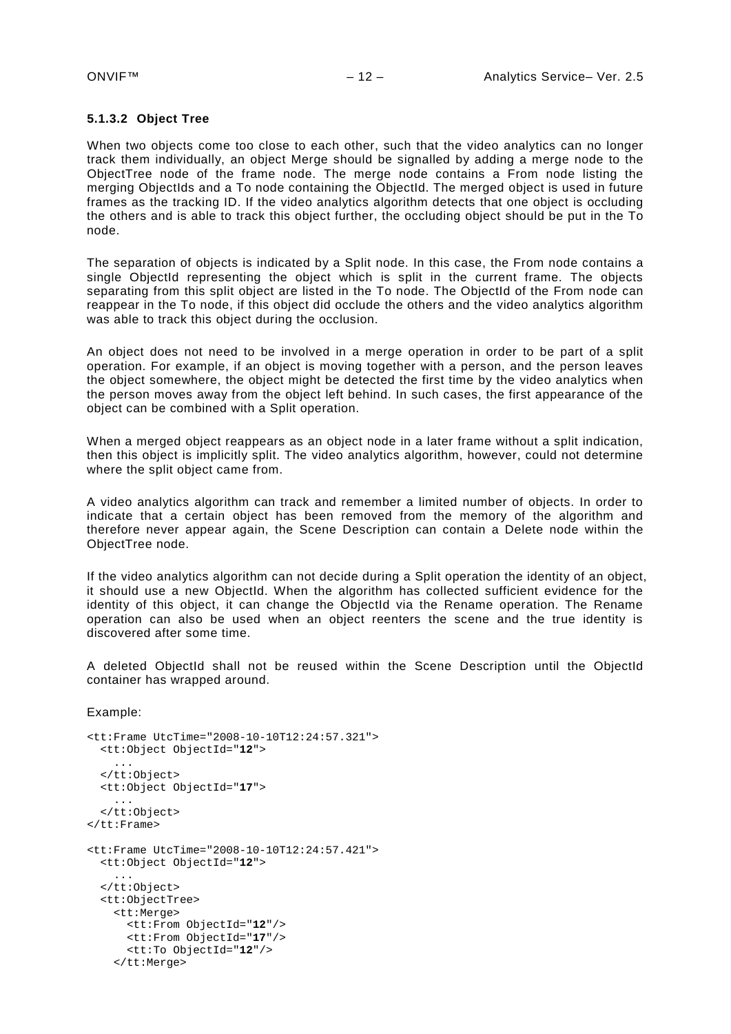#### 5.1.3.2 Object Tree

When two objects come too close to each other, such that the video analytics can no longer track them individually, an object Merge should be signalled by adding a merge node to the ObjectTree node of the frame node. The merge node contains a From node listing the merging ObjectIds and a To node containing the ObjectId. The merged object is used in future frames as the tracking ID. If the video analytics algorithm detects that one object is occluding the others and is able to track this object further, the occluding object should be put in the To node.

The separation of objects is indicated by a Split node. In this case, the From node contains a single ObjectId representing the object which is split in the current frame. The objects separating from this split object are listed in the To node. The ObjectId of the From node can reappear in the To node, if this object did occlude the others and the video analytics algorithm was able to track this object during the occlusion.

An object does not need to be involved in a merge operation in order to be part of a split operation. For example, if an object is moving together with a person, and the person leaves the object somewhere, the object might be detected the first time by the video analytics when the person moves away from the object left behind. In such cases, the first appearance of the object can be combined with a Split operation.

When a merged object reappears as an object node in a later frame without a split indication, then this object is implicitly split. The video analytics algorithm, however, could not determine where the split object came from.

A video analytics algorithm can track and remember a limited number of objects. In order to indicate that a certain object has been removed from the memory of the algorithm and therefore never appear again, the Scene Description can contain a Delete node within the ObjectTree node.

If the video analytics algorithm can not decide during a Split operation the identity of an object, it should use a new ObjectId. When the algorithm has collected sufficient evidence for the identity of this object, it can change the ObjectId via the Rename operation. The Rename operation can also be used when an object reenters the scene and the true identity is discovered after some time.

A deleted ObjectId shall not be reused within the Scene Description until the ObjectId container has wrapped around.

Example:

```
<tt:Frame UtcTime="2008-10-10T12:24:57.321">
  <tt:Object ObjectId="12">
    ...
  </tt:Object>
  <tt:Object ObjectId="17">
    ...
  </tt:Object>
</tt:Frame>

<tt:Frame UtcTime="2008-10-10T12:24:57.421">
  <tt:Object ObjectId="12">
    ...
  </tt:Object>
  <tt:ObjectTree>
    <tt:Merge>
      <tt:From ObjectId="12"/>
      <tt:From ObjectId="17"/>
      <tt:To ObjectId="12"/>
    </tt:Merge>
```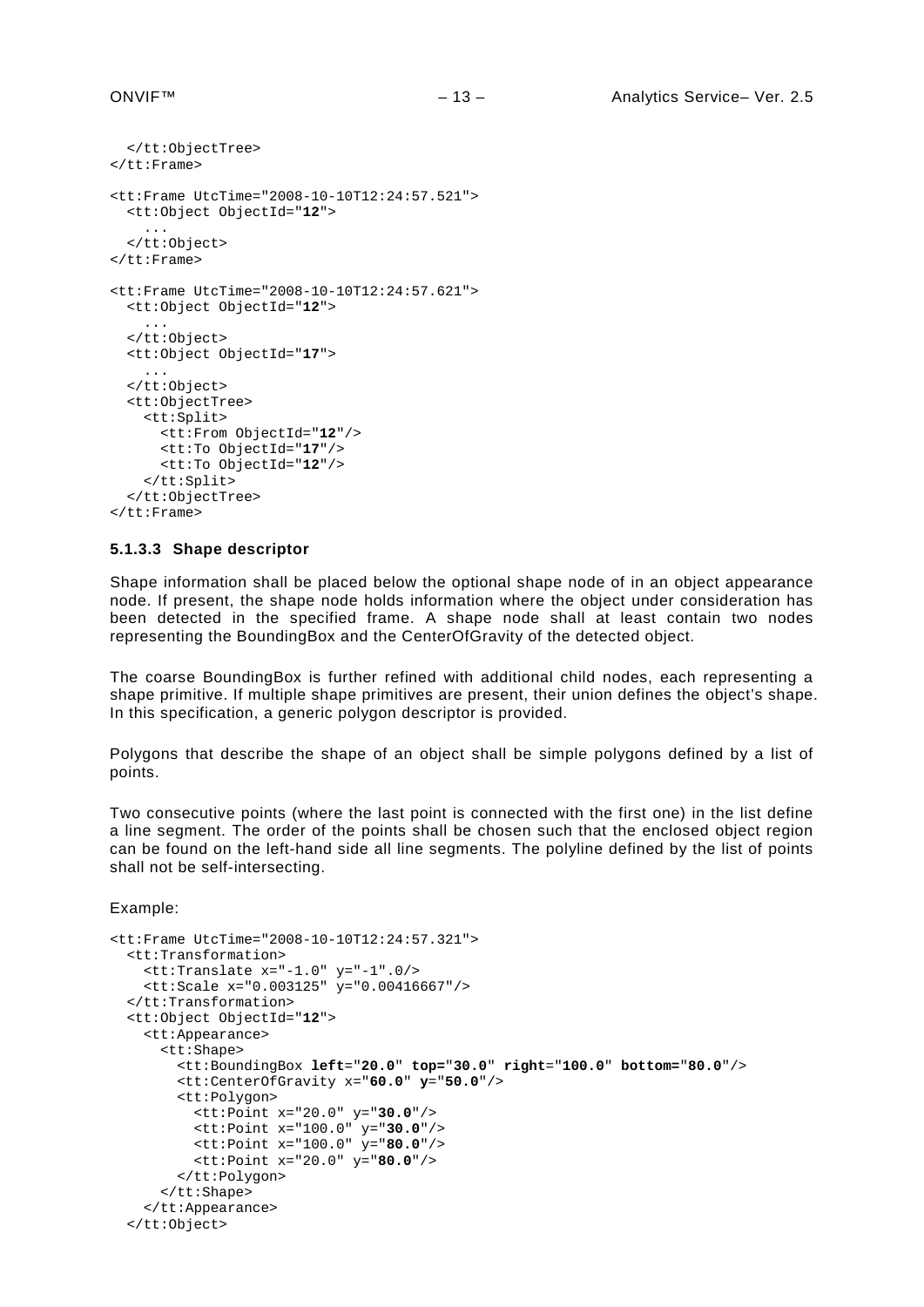```
  </tt:ObjectTree>
</tt:Frame>

<tt:Frame UtcTime="2008-10-10T12:24:57.521">
  <tt:Object ObjectId="12">
    ...
  </tt:Object>
</tt:Frame>

<tt:Frame UtcTime="2008-10-10T12:24:57.621">
  <tt:Object ObjectId="12">
    ...
  </tt:Object>
  <tt:Object ObjectId="17">
    ...
  </tt:Object>
  <tt:ObjectTree>
    <tt:Split>
      <tt:From ObjectId="12"/>
      <tt:To ObjectId="17"/>
      <tt:To ObjectId="12"/>
    </tt:Split>
  </tt:ObjectTree>
</tt:Frame>
```

#### 5.1.3.3 Shape descriptor

Shape information shall be placed below the optional shape node of in an object appearance node. If present, the shape node holds information where the object under consideration has been detected in the specified frame. A shape node shall at least contain two nodes representing the BoundingBox and the CenterOfGravity of the detected object.

The coarse BoundingBox is further refined with additional child nodes, each representing a shape primitive. If multiple shape primitives are present, their union defines the object's shape. In this specification, a generic polygon descriptor is provided.

Polygons that describe the shape of an object shall be simple polygons defined by a list of points.

Two consecutive points (where the last point is connected with the first one) in the list define a line segment. The order of the points shall be chosen such that the enclosed object region can be found on the left-hand side all line segments. The polyline defined by the list of points shall not be self-intersecting.

Example:

```
<tt:Frame UtcTime="2008-10-10T12:24:57.321">
  <tt:Transformation>
    <tt:Translate x="-1.0" y="-1".0/>
    <tt:Scale x="0.003125" y="0.00416667"/>
  </tt:Transformation>
  <tt:Object ObjectId="12">
    <tt:Appearance>
      <tt:Shape>
        <tt:BoundingBox left="20.0" top="30.0" right="100.0" bottom="80.0"/>
        <tt:CenterOfGravity x="60.0" y="50.0"/>
        <tt:Polygon>
          <tt:Point x="20.0" y="30.0"/>
          <tt:Point x="100.0" y="30.0"/>
          <tt:Point x="100.0" y="80.0"/>
          <tt:Point x="20.0" y="80.0"/>
        </tt:Polygon>
      </tt:Shape>
    </tt:Appearance>
  </tt:Object>
```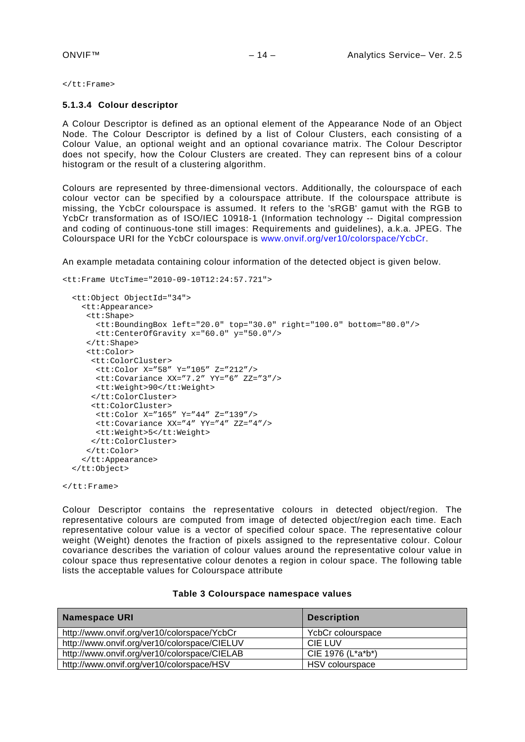```
</tt:Frame>
```

#### 5.1.3.4 Colour descriptor

A Colour Descriptor is defined as an optional element of the Appearance Node of an Object Node. The Colour Descriptor is defined by a list of Colour Clusters, each consisting of a Colour Value, an optional weight and an optional covariance matrix. The Colour Descriptor does not specify, how the Colour Clusters are created. They can represent bins of a colour histogram or the result of a clustering algorithm.

Colours are represented by three-dimensional vectors. Additionally, the colourspace of each colour vector can be specified by a colourspace attribute. If the colourspace attribute is missing, the YcbCr colourspace is assumed. It refers to the 'sRGB' gamut with the RGB to YcbCr transformation as of ISO/IEC 10918-1 (Information technology -- Digital compression and coding of continuous-tone still images: Requirements and guidelines), a.k.a. JPEG. The Colourspace URI for the YcbCr colourspace is www.onvif.org/ver10/colorspace/YcbCr.

An example metadata containing colour information of the detected object is given below.

```
<tt:Frame UtcTime="2010-09-10T12:24:57.721">

  <tt:Object ObjectId="34">
    <tt:Appearance>
     <tt:Shape>
       <tt:BoundingBox left="20.0" top="30.0" right="100.0" bottom="80.0"/>
       <tt:CenterOfGravity x="60.0" y="50.0"/>
     </tt:Shape>
     <tt:Color>
      <tt:ColorCluster>
       <tt:Color X="58" Y="105" Z="212"/>
       <tt:Covariance XX="7.2" YY="6" ZZ="3"/>
       <tt:Weight>90</tt:Weight>
      </tt:ColorCluster>
      <tt:ColorCluster>
       <tt:Color X="165" Y="44" Z="139"/>
       <tt:Covariance XX="4" YY="4" ZZ="4"/>
       <tt:Weight>5</tt:Weight>
      </tt:ColorCluster>
     </tt:Color>
    </tt:Appearance>
  </tt:Object>

</tt:Frame>
```

Colour Descriptor contains the representative colours in detected object/region. The representative colours are computed from image of detected object/region each time. Each representative colour value is a vector of specified colour space. The representative colour weight (Weight) denotes the fraction of pixels assigned to the representative colour. Colour covariance describes the variation of colour values around the representative colour value in colour space thus representative colour denotes a region in colour space. The following table lists the acceptable values for Colourspace attribute

**Table 3 Colourspace namespace values**

| Namespace URI | Description |
|---|---|
| http://www.onvif.org/ver10/colorspace/YcbCr | YcbCr colourspace |
| http://www.onvif.org/ver10/colorspace/CIELUV | CIE LUV |
| http://www.onvif.org/ver10/colorspace/CIELAB | CIE 1976 (L*a*b*) |
| http://www.onvif.org/ver10/colorspace/HSV | HSV colourspace |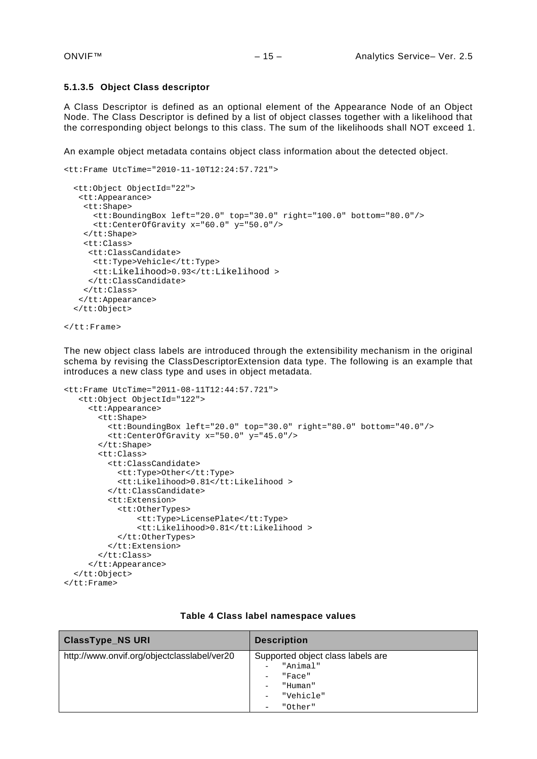#### 5.1.3.5 Object Class descriptor

A Class Descriptor is defined as an optional element of the Appearance Node of an Object Node. The Class Descriptor is defined by a list of object classes together with a likelihood that the corresponding object belongs to this class. The sum of the likelihoods shall NOT exceed 1.

An example object metadata contains object class information about the detected object.

```
<tt:Frame UtcTime="2010-11-10T12:24:57.721">

  <tt:Object ObjectId="22">
   <tt:Appearance>
    <tt:Shape>
      <tt:BoundingBox left="20.0" top="30.0" right="100.0" bottom="80.0"/>
      <tt:CenterOfGravity x="60.0" y="50.0"/>
    </tt:Shape>
    <tt:Class>
     <tt:ClassCandidate>
      <tt:Type>Vehicle</tt:Type>
      <tt:Likelihood>0.93</tt:Likelihood >
     </tt:ClassCandidate>
    </tt:Class>
   </tt:Appearance>
  </tt:Object>

</tt:Frame>
```

The new object class labels are introduced through the extensibility mechanism in the original schema by revising the ClassDescriptorExtension data type. The following is an example that introduces a new class type and uses in object metadata.

```
<tt:Frame UtcTime="2011-08-11T12:44:57.721">
   <tt:Object ObjectId="122">
     <tt:Appearance>
       <tt:Shape>
         <tt:BoundingBox left="20.0" top="30.0" right="80.0" bottom="40.0"/>
         <tt:CenterOfGravity x="50.0" y="45.0"/>
       </tt:Shape>
       <tt:Class>
         <tt:ClassCandidate>
           <tt:Type>Other</tt:Type>
           <tt:Likelihood>0.81</tt:Likelihood >
         </tt:ClassCandidate>
         <tt:Extension>
           <tt:OtherTypes>
               <tt:Type>LicensePlate</tt:Type>
               <tt:Likelihood>0.81</tt:Likelihood >
           </tt:OtherTypes>
         </tt:Extension>
       </tt:Class>
     </tt:Appearance>
  </tt:Object>
</tt:Frame>
```

**Table 4 Class label namespace values**

| ClassType_NS URI | Description |
| --- | --- |
| http://www.onvif.org/objectclasslabel/ver20 | Supported object class labels are<br>- "Animal"<br>- "Face"<br>- "Human"<br>- "Vehicle"<br>- "Other" |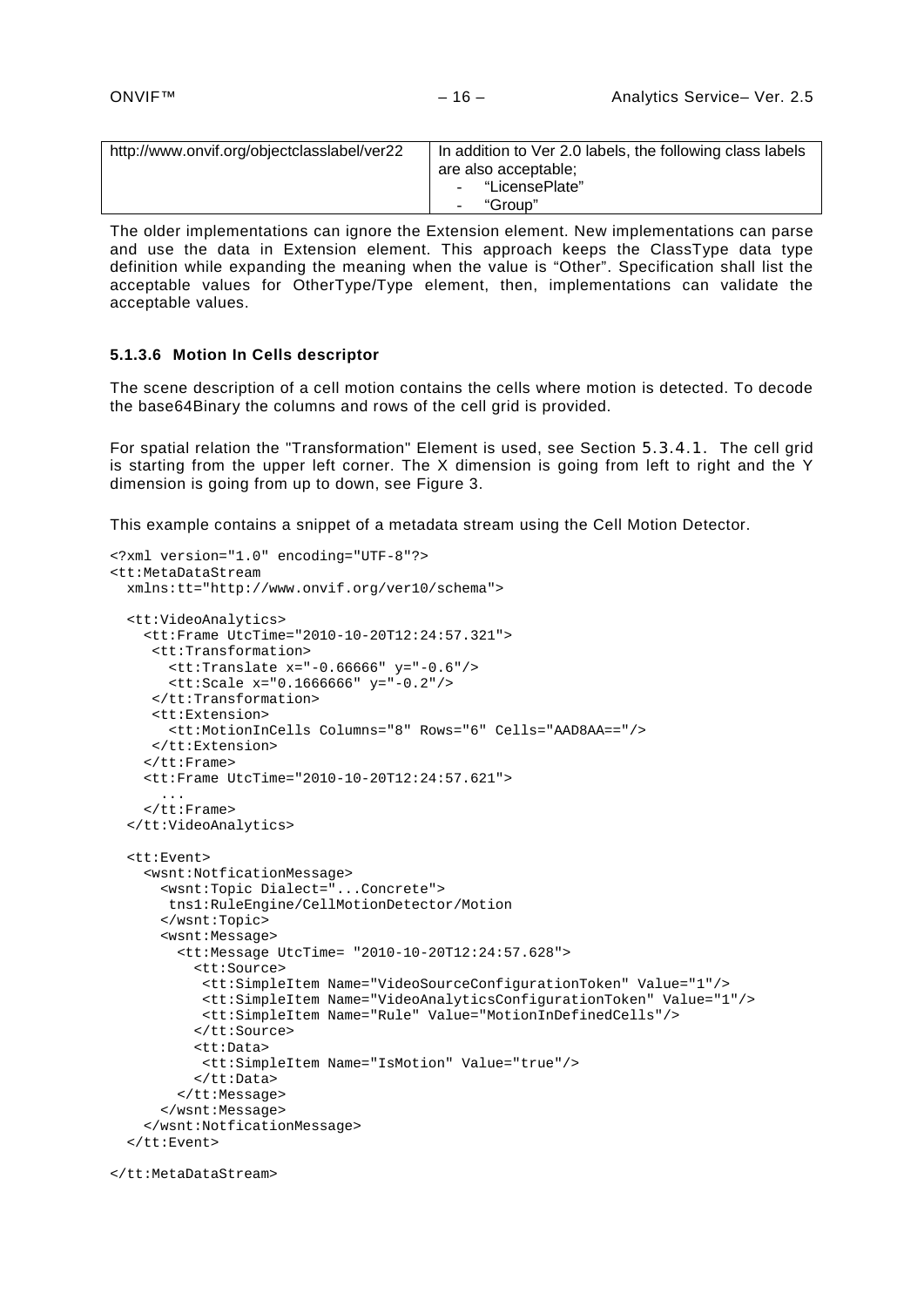| http://www.onvif.org/objectclasslabel/ver22 | In addition to Ver 2.0 labels, the following class labels are also acceptable; <br> - "LicensePlate" <br> - "Group" |
|---|---|

The older implementations can ignore the Extension element. New implementations can parse and use the data in Extension element. This approach keeps the ClassType data type definition while expanding the meaning when the value is "Other". Specification shall list the acceptable values for OtherType/Type element, then, implementations can validate the acceptable values.

#### 5.1.3.6 Motion In Cells descriptor

The scene description of a cell motion contains the cells where motion is detected. To decode the base64Binary the columns and rows of the cell grid is provided.

For spatial relation the "Transformation" Element is used, see Section 5.3.4.1. The cell grid is starting from the upper left corner. The X dimension is going from left to right and the Y dimension is going from up to down, see Figure 3.

This example contains a snippet of a metadata stream using the Cell Motion Detector.

```
<?xml version="1.0" encoding="UTF-8"?>
<tt:MetaDataStream
  xmlns:tt="http://www.onvif.org/ver10/schema">

  <tt:VideoAnalytics>
    <tt:Frame UtcTime="2010-10-20T12:24:57.321">
     <tt:Transformation>
       <tt:Translate x="-0.66666" y="-0.6"/>
       <tt:Scale x="0.1666666" y="-0.2"/>
     </tt:Transformation>
     <tt:Extension>
       <tt:MotionInCells Columns="8" Rows="6" Cells="AAD8AA=="/>
     </tt:Extension>
    </tt:Frame>
    <tt:Frame UtcTime="2010-10-20T12:24:57.621">
      ...
    </tt:Frame>
  </tt:VideoAnalytics>

  <tt:Event>
    <wsnt:NotficationMessage>
      <wsnt:Topic Dialect="...Concrete">
       tns1:RuleEngine/CellMotionDetector/Motion
      </wsnt:Topic>
      <wsnt:Message>
        <tt:Message UtcTime= "2010-10-20T12:24:57.628">
          <tt:Source>
           <tt:SimpleItem Name="VideoSourceConfigurationToken" Value="1"/>
           <tt:SimpleItem Name="VideoAnalyticsConfigurationToken" Value="1"/>
           <tt:SimpleItem Name="Rule" Value="MotionInDefinedCells"/>
          </tt:Source>
          <tt:Data>
           <tt:SimpleItem Name="IsMotion" Value="true"/>
          </tt:Data>
        </tt:Message>
      </wsnt:Message>
    </wsnt:NotficationMessage>
  </tt:Event>

</tt:MetaDataStream>
```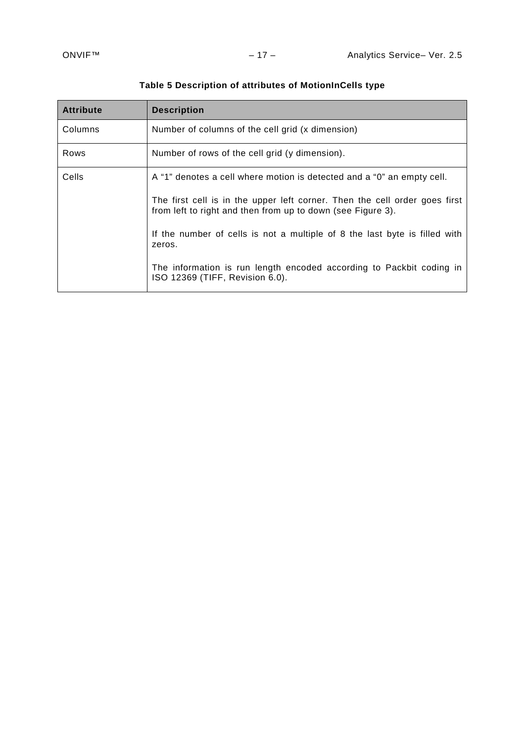**Table 5 Description of attributes of MotionInCells type**

| Attribute | Description |
|---|---|
| Columns | Number of columns of the cell grid (x dimension) |
| Rows | Number of rows of the cell grid (y dimension). |
| Cells | A "1" denotes a cell where motion is detected and a "0" an empty cell.<br><br>The first cell is in the upper left corner. Then the cell order goes first from left to right and then from up to down (see Figure 3).<br><br>If the number of cells is not a multiple of 8 the last byte is filled with zeros.<br><br>The information is run length encoded according to Packbit coding in ISO 12369 (TIFF, Revision 6.0). |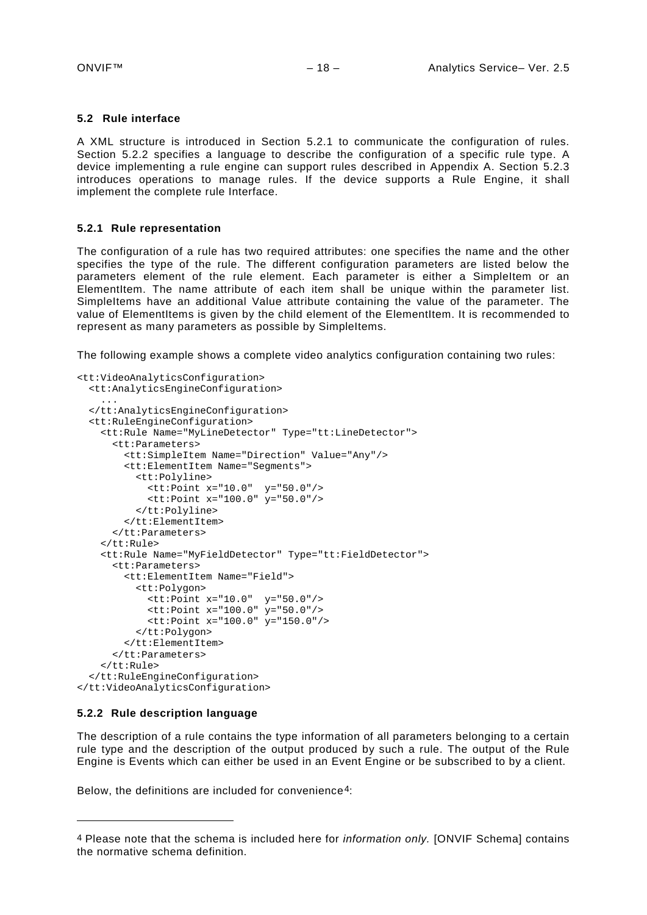### 5.2 Rule interface

A XML structure is introduced in Section 5.2.1 to communicate the configuration of rules. Section 5.2.2 specifies a language to describe the configuration of a specific rule type. A device implementing a rule engine can support rules described in Appendix A. Section 5.2.3 introduces operations to manage rules. If the device supports a Rule Engine, it shall implement the complete rule Interface.

#### 5.2.1 Rule representation

The configuration of a rule has two required attributes: one specifies the name and the other specifies the type of the rule. The different configuration parameters are listed below the parameters element of the rule element. Each parameter is either a SimpleItem or an ElementItem. The name attribute of each item shall be unique within the parameter list. SimpleItems have an additional Value attribute containing the value of the parameter. The value of ElementItems is given by the child element of the ElementItem. It is recommended to represent as many parameters as possible by SimpleItems.

The following example shows a complete video analytics configuration containing two rules:

```
<tt:VideoAnalyticsConfiguration>
  <tt:AnalyticsEngineConfiguration>
    ...
  </tt:AnalyticsEngineConfiguration>
  <tt:RuleEngineConfiguration>
    <tt:Rule Name="MyLineDetector" Type="tt:LineDetector">
      <tt:Parameters>
        <tt:SimpleItem Name="Direction" Value="Any"/>
        <tt:ElementItem Name="Segments">
          <tt:Polyline>
            <tt:Point x="10.0"  y="50.0"/>
            <tt:Point x="100.0" y="50.0"/>
          </tt:Polyline>
        </tt:ElementItem>
      </tt:Parameters>
    </tt:Rule>
    <tt:Rule Name="MyFieldDetector" Type="tt:FieldDetector">
      <tt:Parameters>
        <tt:ElementItem Name="Field">
          <tt:Polygon>
            <tt:Point x="10.0"  y="50.0"/>
            <tt:Point x="100.0" y="50.0"/>
            <tt:Point x="100.0" y="150.0"/>
          </tt:Polygon>
        </tt:ElementItem>
      </tt:Parameters>
    </tt:Rule>
  </tt:RuleEngineConfiguration>
</tt:VideoAnalyticsConfiguration>
```

#### 5.2.2 Rule description language

The description of a rule contains the type information of all parameters belonging to a certain rule type and the description of the output produced by such a rule. The output of the Rule Engine is Events which can either be used in an Event Engine or be subscribed to by a client.

Below, the definitions are included for convenience[4]:

---

[4] Please note that the schema is included here for *information only.* [ONVIF Schema] contains the normative schema definition.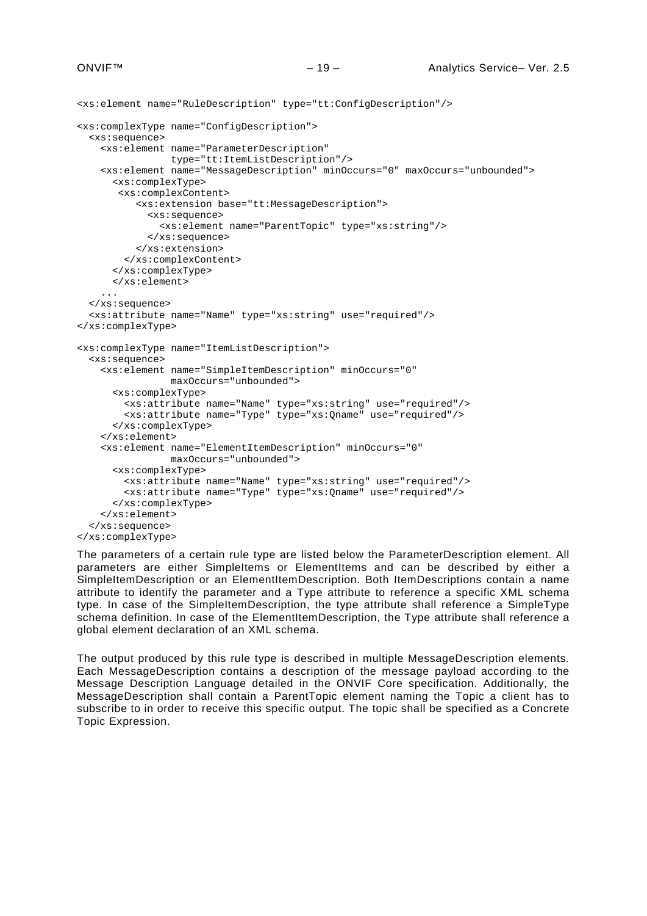```
<xs:element name="RuleDescription" type="tt:ConfigDescription"/>

<xs:complexType name="ConfigDescription">
  <xs:sequence>
    <xs:element name="ParameterDescription"
                type="tt:ItemListDescription"/>
    <xs:element name="MessageDescription" minOccurs="0" maxOccurs="unbounded">
      <xs:complexType>
       <xs:complexContent>
          <xs:extension base="tt:MessageDescription">
            <xs:sequence>
              <xs:element name="ParentTopic" type="xs:string"/>
            </xs:sequence>
          </xs:extension>
        </xs:complexContent>
      </xs:complexType>
      </xs:element>
    ...
  </xs:sequence>
  <xs:attribute name="Name" type="xs:string" use="required"/>
</xs:complexType>

<xs:complexType name="ItemListDescription">
  <xs:sequence>
    <xs:element name="SimpleItemDescription" minOccurs="0"
                maxOccurs="unbounded">
      <xs:complexType>
        <xs:attribute name="Name" type="xs:string" use="required"/>
        <xs:attribute name="Type" type="xs:Qname" use="required"/>
      </xs:complexType>
    </xs:element>
    <xs:element name="ElementItemDescription" minOccurs="0"
                maxOccurs="unbounded">
      <xs:complexType>
        <xs:attribute name="Name" type="xs:string" use="required"/>
        <xs:attribute name="Type" type="xs:Qname" use="required"/>
      </xs:complexType>
    </xs:element>
  </xs:sequence>
</xs:complexType>
```

The parameters of a certain rule type are listed below the ParameterDescription element. All parameters are either SimpleItems or ElementItems and can be described by either a SimpleItemDescription or an ElementItemDescription. Both ItemDescriptions contain a name attribute to identify the parameter and a Type attribute to reference a specific XML schema type. In case of the SimpleItemDescription, the type attribute shall reference a SimpleType schema definition. In case of the ElementItemDescription, the Type attribute shall reference a global element declaration of an XML schema.

The output produced by this rule type is described in multiple MessageDescription elements. Each MessageDescription contains a description of the message payload according to the Message Description Language detailed in the ONVIF Core specification. Additionally, the MessageDescription shall contain a ParentTopic element naming the Topic a client has to subscribe to in order to receive this specific output. The topic shall be specified as a Concrete Topic Expression.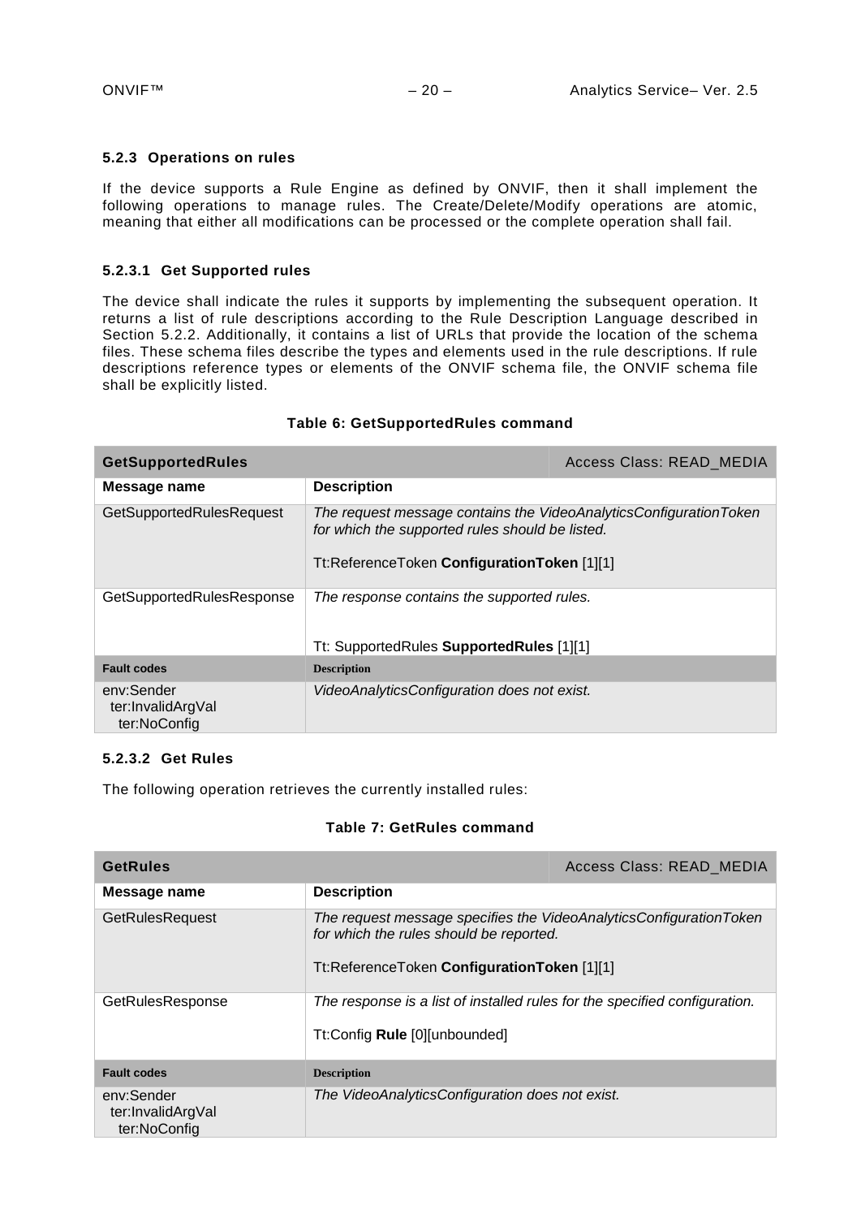#### 5.2.3 Operations on rules

If the device supports a Rule Engine as defined by ONVIF, then it shall implement the following operations to manage rules. The Create/Delete/Modify operations are atomic, meaning that either all modifications can be processed or the complete operation shall fail.

##### 5.2.3.1 Get Supported rules

The device shall indicate the rules it supports by implementing the subsequent operation. It returns a list of rule descriptions according to the Rule Description Language described in Section 5.2.2. Additionally, it contains a list of URLs that provide the location of the schema files. These schema files describe the types and elements used in the rule descriptions. If rule descriptions reference types or elements of the ONVIF schema file, the ONVIF schema file shall be explicitly listed.

**Table 6: GetSupportedRules command**

| **GetSupportedRules** | Access Class: READ_MEDIA |
|---|---|
| **Message name** | **Description** |
| GetSupportedRulesRequest | *The request message contains the VideoAnalyticsConfigurationToken for which the supported rules should be listed.*<br><br>Tt:ReferenceToken **ConfigurationToken** [1][1] |
| GetSupportedRulesResponse | *The response contains the supported rules.*<br><br>Tt: SupportedRules **SupportedRules** [1][1] |
| **Fault codes** | **Description** |
| env:Sender<br>ter:InvalidArgVal<br>ter:NoConfig | *VideoAnalyticsConfiguration does not exist.* |

##### 5.2.3.2 Get Rules

The following operation retrieves the currently installed rules:

**Table 7: GetRules command**

| **GetRules** | Access Class: READ_MEDIA |
|---|---|
| **Message name** | **Description** |
| GetRulesRequest | *The request message specifies the VideoAnalyticsConfigurationToken for which the rules should be reported.*<br><br>Tt:ReferenceToken **ConfigurationToken** [1][1] |
| GetRulesResponse | *The response is a list of installed rules for the specified configuration.*<br><br>Tt:Config **Rule** [0][unbounded] |
| **Fault codes** | **Description** |
| env:Sender<br>ter:InvalidArgVal<br>ter:NoConfig | *The VideoAnalyticsConfiguration does not exist.* |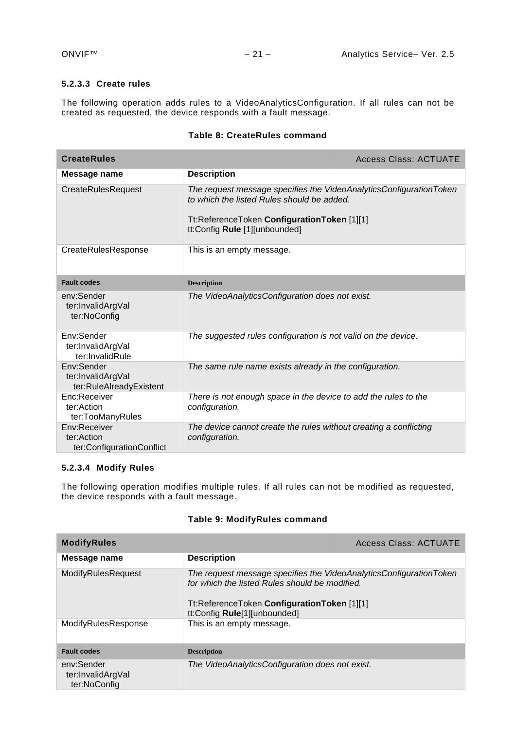#### 5.2.3.3 Create rules

The following operation adds rules to a VideoAnalyticsConfiguration. If all rules can not be created as requested, the device responds with a fault message.

**Table 8: CreateRules command**

| **CreateRules** | Access Class: ACTUATE |
|---|---|
| **Message name** | **Description** |
| CreateRulesRequest | *The request message specifies the VideoAnalyticsConfigurationToken to which the listed Rules should be added.*<br><br>Tt:ReferenceToken **ConfigurationToken** [1][1]<br>tt:Config **Rule** [1][unbounded] |
| CreateRulesResponse | This is an empty message. |
| **Fault codes** | **Description** |
| env:Sender<br>ter:InvalidArgVal<br>ter:NoConfig | *The VideoAnalyticsConfiguration does not exist.* |
| Env:Sender<br>ter:InvalidArgVal<br>ter:InvalidRule | *The suggested rules configuration is not valid on the device.* |
| Env:Sender<br>ter:InvalidArgVal<br>ter:RuleAlreadyExistent | *The same rule name exists already in the configuration.* |
| Enc:Receiver<br>ter:Action<br>ter:TooManyRules | *There is not enough space in the device to add the rules to the configuration.* |
| Env:Receiver<br>ter:Action<br>ter:ConfigurationConflict | *The device cannot create the rules without creating a conflicting configuration.* |

#### 5.2.3.4 Modify Rules

The following operation modifies multiple rules. If all rules can not be modified as requested, the device responds with a fault message.

**Table 9: ModifyRules command**

| **ModifyRules** | Access Class: ACTUATE |
|---|---|
| **Message name** | **Description** |
| ModifyRulesRequest | *The request message specifies the VideoAnalyticsConfigurationToken for which the listed Rules should be modified.*<br><br>Tt:ReferenceToken **ConfigurationToken** [1][1]<br>tt:Config **Rule**[1][unbounded] |
| ModifyRulesResponse | This is an empty message. |
| **Fault codes** | **Description** |
| env:Sender<br>ter:InvalidArgVal<br>ter:NoConfig | *The VideoAnalyticsConfiguration does not exist.* |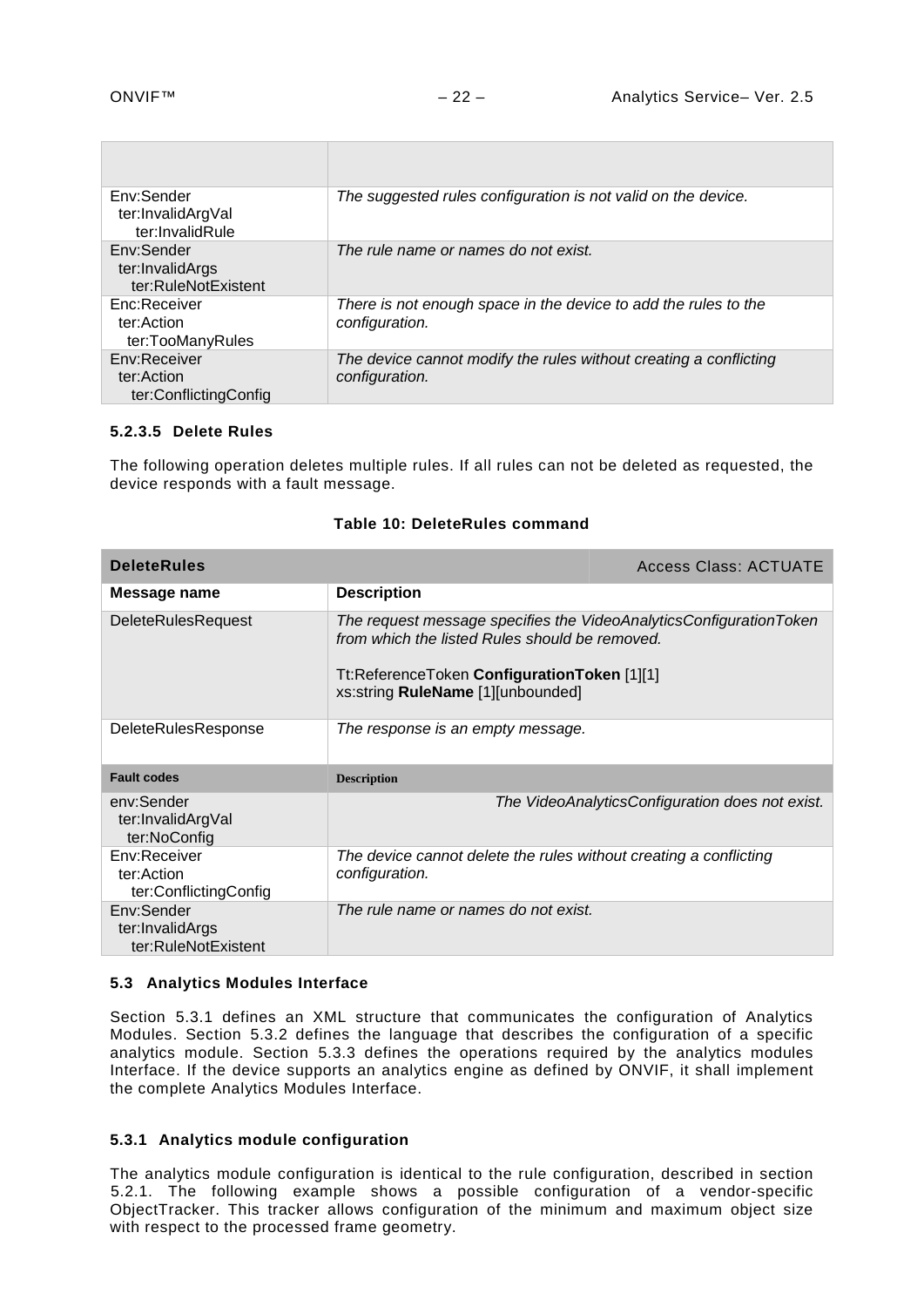| | |
|---|---|
| Env:Sender ter:InvalidArgVal ter:InvalidRule | *The suggested rules configuration is not valid on the device.* |
| Env:Sender ter:InvalidArgs ter:RuleNotExistent | *The rule name or names do not exist.* |
| Enc:Receiver ter:Action ter:TooManyRules | *There is not enough space in the device to add the rules to the configuration.* |
| Env:Receiver ter:Action ter:ConflictingConfig | *The device cannot modify the rules without creating a conflicting configuration.* |

#### 5.2.3.5 Delete Rules

The following operation deletes multiple rules. If all rules can not be deleted as requested, the device responds with a fault message.

**Table 10: DeleteRules command**

| **DeleteRules** | Access Class: ACTUATE |
|---|---|
| **Message name** | **Description** |
| DeleteRulesRequest | *The request message specifies the VideoAnalyticsConfigurationToken from which the listed Rules should be removed.*<br><br>Tt:ReferenceToken **ConfigurationToken** [1][1]<br>xs:string **RuleName** [1][unbounded] |
| DeleteRulesResponse | *The response is an empty message.* |
| **Fault codes** | **Description** |
| env:Sender ter:InvalidArgVal ter:NoConfig | *The VideoAnalyticsConfiguration does not exist.* |
| Env:Receiver ter:Action ter:ConflictingConfig | *The device cannot delete the rules without creating a conflicting configuration.* |
| Env:Sender ter:InvalidArgs ter:RuleNotExistent | *The rule name or names do not exist.* |

### 5.3 Analytics Modules Interface

Section 5.3.1 defines an XML structure that communicates the configuration of Analytics Modules. Section 5.3.2 defines the language that describes the configuration of a specific analytics module. Section 5.3.3 defines the operations required by the analytics modules Interface. If the device supports an analytics engine as defined by ONVIF, it shall implement the complete Analytics Modules Interface.

#### 5.3.1 Analytics module configuration

The analytics module configuration is identical to the rule configuration, described in section 5.2.1. The following example shows a possible configuration of a vendor-specific ObjectTracker. This tracker allows configuration of the minimum and maximum object size with respect to the processed frame geometry.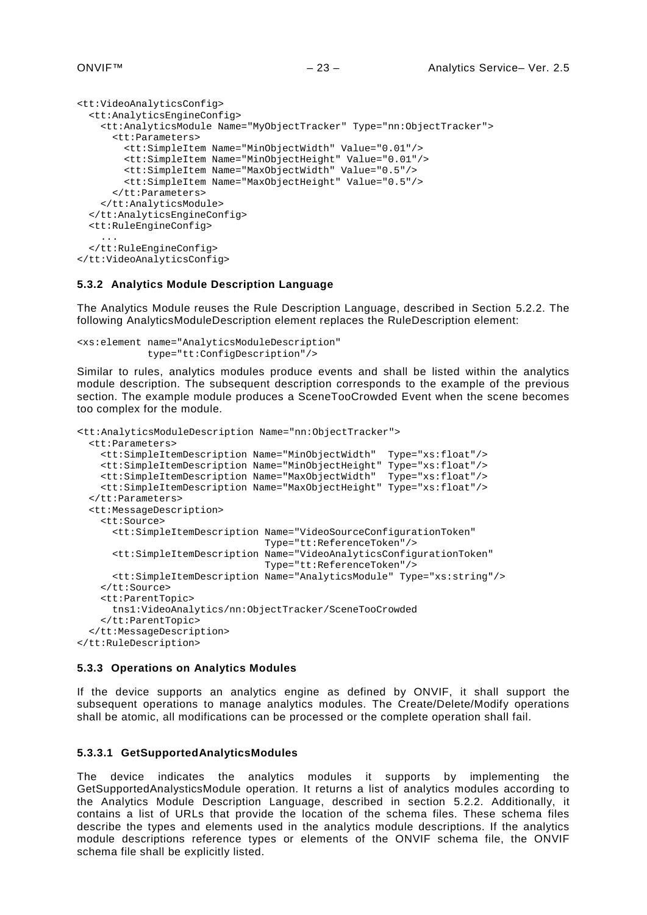```
<tt:VideoAnalyticsConfig>
  <tt:AnalyticsEngineConfig>
    <tt:AnalyticsModule Name="MyObjectTracker" Type="nn:ObjectTracker">
      <tt:Parameters>
        <tt:SimpleItem Name="MinObjectWidth" Value="0.01"/>
        <tt:SimpleItem Name="MinObjectHeight" Value="0.01"/>
        <tt:SimpleItem Name="MaxObjectWidth" Value="0.5"/>
        <tt:SimpleItem Name="MaxObjectHeight" Value="0.5"/>
      </tt:Parameters>
    </tt:AnalyticsModule>
  </tt:AnalyticsEngineConfig>
  <tt:RuleEngineConfig>
    ...
  </tt:RuleEngineConfig>
</tt:VideoAnalyticsConfig>
```

### 5.3.2 Analytics Module Description Language

The Analytics Module reuses the Rule Description Language, described in Section 5.2.2. The following AnalyticsModuleDescription element replaces the RuleDescription element:

```
<xs:element name="AnalyticsModuleDescription"
            type="tt:ConfigDescription"/>
```

Similar to rules, analytics modules produce events and shall be listed within the analytics module description. The subsequent description corresponds to the example of the previous section. The example module produces a SceneTooCrowded Event when the scene becomes too complex for the module.

```
<tt:AnalyticsModuleDescription Name="nn:ObjectTracker">
  <tt:Parameters>
    <tt:SimpleItemDescription Name="MinObjectWidth"  Type="xs:float"/>
    <tt:SimpleItemDescription Name="MinObjectHeight" Type="xs:float"/>
    <tt:SimpleItemDescription Name="MaxObjectWidth"  Type="xs:float"/>
    <tt:SimpleItemDescription Name="MaxObjectHeight" Type="xs:float"/>
  </tt:Parameters>
  <tt:MessageDescription>
    <tt:Source>
      <tt:SimpleItemDescription Name="VideoSourceConfigurationToken"
                                Type="tt:ReferenceToken"/>
      <tt:SimpleItemDescription Name="VideoAnalyticsConfigurationToken"
                                Type="tt:ReferenceToken"/>
      <tt:SimpleItemDescription Name="AnalyticsModule" Type="xs:string"/>
    </tt:Source>
    <tt:ParentTopic>
      tns1:VideoAnalytics/nn:ObjectTracker/SceneTooCrowded
    </tt:ParentTopic>
  </tt:MessageDescription>
</tt:RuleDescription>
```

### 5.3.3 Operations on Analytics Modules

If the device supports an analytics engine as defined by ONVIF, it shall support the subsequent operations to manage analytics modules. The Create/Delete/Modify operations shall be atomic, all modifications can be processed or the complete operation shall fail.

#### 5.3.3.1 GetSupportedAnalyticsModules

The device indicates the analytics modules it supports by implementing the GetSupportedAnalyticsModule operation. It returns a list of analytics modules according to the Analytics Module Description Language, described in section 5.2.2. Additionally, it contains a list of URLs that provide the location of the schema files. These schema files describe the types and elements used in the analytics module descriptions. If the analytics module descriptions reference types or elements of the ONVIF schema file, the ONVIF schema file shall be explicitly listed.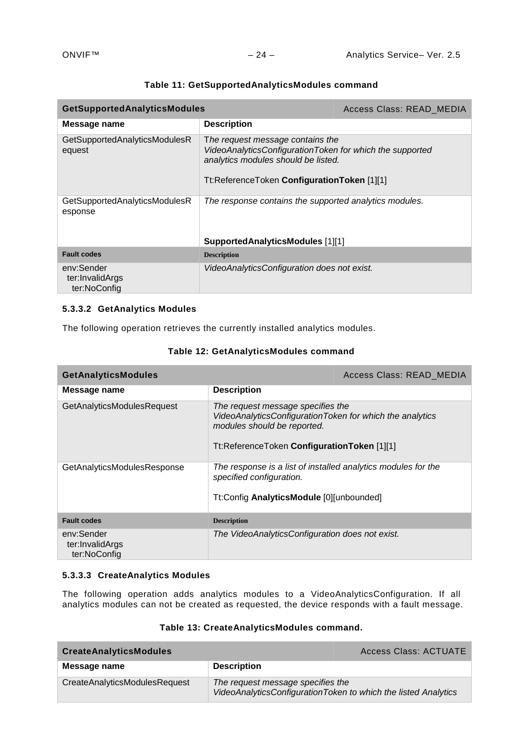**Table 11: GetSupportedAnalyticsModules command**

| **GetSupportedAnalyticsModules** | | Access Class: READ_MEDIA |
|---|---|---|
| **Message name** | **Description** | |
| GetSupportedAnalyticsModulesRequest | *The request message contains the VideoAnalyticsConfigurationToken for which the supported analytics modules should be listed.*<br><br>Tt:ReferenceToken **ConfigurationToken** [1][1] | |
| GetSupportedAnalyticsModulesResponse | *The response contains the supported analytics modules.*<br><br>**SupportedAnalyticsModules** [1][1] | |
| **Fault codes** | **Description** | |
| env:Sender<br>ter:InvalidArgs<br>ter:NoConfig | *VideoAnalyticsConfiguration does not exist.* | |

#### 5.3.3.2 GetAnalytics Modules

The following operation retrieves the currently installed analytics modules.

**Table 12: GetAnalyticsModules command**

| **GetAnalyticsModules** | | Access Class: READ_MEDIA |
|---|---|---|
| **Message name** | **Description** | |
| GetAnalyticsModulesRequest | *The request message specifies the VideoAnalyticsConfigurationToken for which the analytics modules should be reported.*<br><br>Tt:ReferenceToken **ConfigurationToken** [1][1] | |
| GetAnalyticsModulesResponse | *The response is a list of installed analytics modules for the specified configuration.*<br><br>Tt:Config **AnalyticsModule** [0][unbounded] | |
| **Fault codes** | **Description** | |
| env:Sender<br>ter:InvalidArgs<br>ter:NoConfig | *The VideoAnalyticsConfiguration does not exist.* | |

#### 5.3.3.3 CreateAnalytics Modules

The following operation adds analytics modules to a VideoAnalyticsConfiguration. If all analytics modules can not be created as requested, the device responds with a fault message.

**Table 13: CreateAnalyticsModules command.**

| **CreateAnalyticsModules** | | Access Class: ACTUATE |
|---|---|---|
| **Message name** | **Description** | |
| CreateAnalyticsModulesRequest | *The request message specifies the VideoAnalyticsConfigurationToken to which the listed Analytics* | |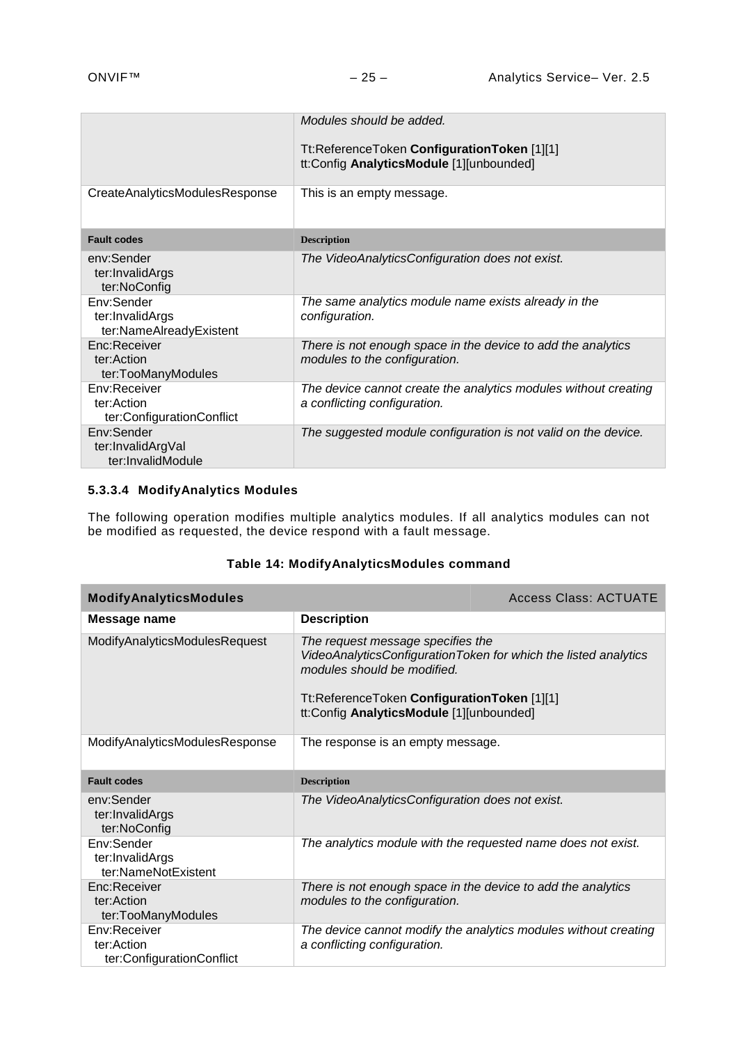| | |
|---|---|
| | *Modules should be added.*<br><br>Tt:ReferenceToken **ConfigurationToken** [1][1]<br>tt:Config **AnalyticsModule** [1][unbounded] |
| CreateAnalyticsModulesResponse | This is an empty message. |
| **Fault codes** | **Description** |
| env:Sender<br>ter:InvalidArgs<br>ter:NoConfig | *The VideoAnalyticsConfiguration does not exist.* |
| Env:Sender<br>ter:InvalidArgs<br>ter:NameAlreadyExistent | *The same analytics module name exists already in the configuration.* |
| Enc:Receiver<br>ter:Action<br>ter:TooManyModules | *There is not enough space in the device to add the analytics modules to the configuration.* |
| Env:Receiver<br>ter:Action<br>ter:ConfigurationConflict | *The device cannot create the analytics modules without creating a conflicting configuration.* |
| Env:Sender<br>ter:InvalidArgVal<br>ter:InvalidModule | *The suggested module configuration is not valid on the device.* |

#### 5.3.3.4 ModifyAnalytics Modules

The following operation modifies multiple analytics modules. If all analytics modules can not be modified as requested, the device respond with a fault message.

**Table 14: ModifyAnalyticsModules command**

| **ModifyAnalyticsModules** | Access Class: ACTUATE |
|---|---|
| **Message name** | **Description** |
| ModifyAnalyticsModulesRequest | *The request message specifies the VideoAnalyticsConfigurationToken for which the listed analytics modules should be modified.*<br><br>Tt:ReferenceToken **ConfigurationToken** [1][1]<br>tt:Config **AnalyticsModule** [1][unbounded] |
| ModifyAnalyticsModulesResponse | The response is an empty message. |
| **Fault codes** | **Description** |
| env:Sender<br>ter:InvalidArgs<br>ter:NoConfig | *The VideoAnalyticsConfiguration does not exist.* |
| Env:Sender<br>ter:InvalidArgs<br>ter:NameNotExistent | *The analytics module with the requested name does not exist.* |
| Enc:Receiver<br>ter:Action<br>ter:TooManyModules | *There is not enough space in the device to add the analytics modules to the configuration.* |
| Env:Receiver<br>ter:Action<br>ter:ConfigurationConflict | *The device cannot modify the analytics modules without creating a conflicting configuration.* |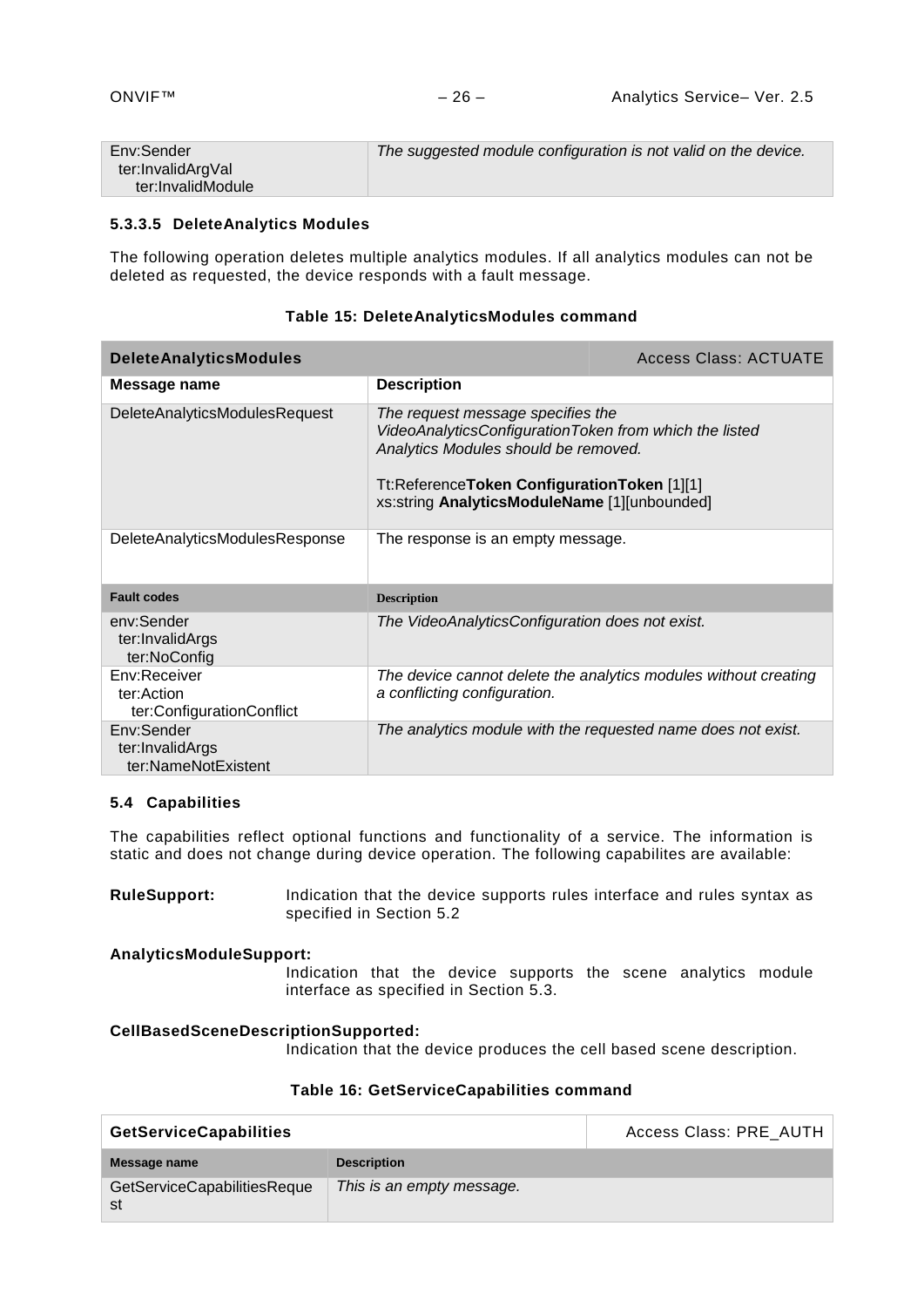| | |
|---|---|
| Env:Sender<br>ter:InvalidArgVal<br>ter:InvalidModule | *The suggested module configuration is not valid on the device.* |

#### 5.3.3.5 DeleteAnalytics Modules

The following operation deletes multiple analytics modules. If all analytics modules can not be deleted as requested, the device responds with a fault message.

**Table 15: DeleteAnalyticsModules command**

| **DeleteAnalyticsModules** | Access Class: ACTUATE |
|---|---|
| **Message name** | **Description** |
| DeleteAnalyticsModulesRequest | *The request message specifies the VideoAnalyticsConfigurationToken from which the listed Analytics Modules should be removed.*<br><br>Tt:Reference**Token ConfigurationToken** [1][1]<br>xs:string **AnalyticsModuleName** [1][unbounded] |
| DeleteAnalyticsModulesResponse | The response is an empty message. |
| **Fault codes** | **Description** |
| env:Sender<br>ter:InvalidArgs<br>ter:NoConfig | *The VideoAnalyticsConfiguration does not exist.* |
| Env:Receiver<br>ter:Action<br>ter:ConfigurationConflict | *The device cannot delete the analytics modules without creating a conflicting configuration.* |
| Env:Sender<br>ter:InvalidArgs<br>ter:NameNotExistent | *The analytics module with the requested name does not exist.* |

### 5.4 Capabilities

The capabilities reflect optional functions and functionality of a service. The information is static and does not change during device operation. The following capabilites are available:

**RuleSupport:** Indication that the device supports rules interface and rules syntax as specified in Section 5.2

**AnalyticsModuleSupport:** Indication that the device supports the scene analytics module interface as specified in Section 5.3.

**CellBasedSceneDescriptionSupported:** Indication that the device produces the cell based scene description.

**Table 16: GetServiceCapabilities command**

| **GetServiceCapabilities** | Access Class: PRE_AUTH |
|---|---|
| **Message name** | **Description** |
| GetServiceCapabilitiesRequest | *This is an empty message.* |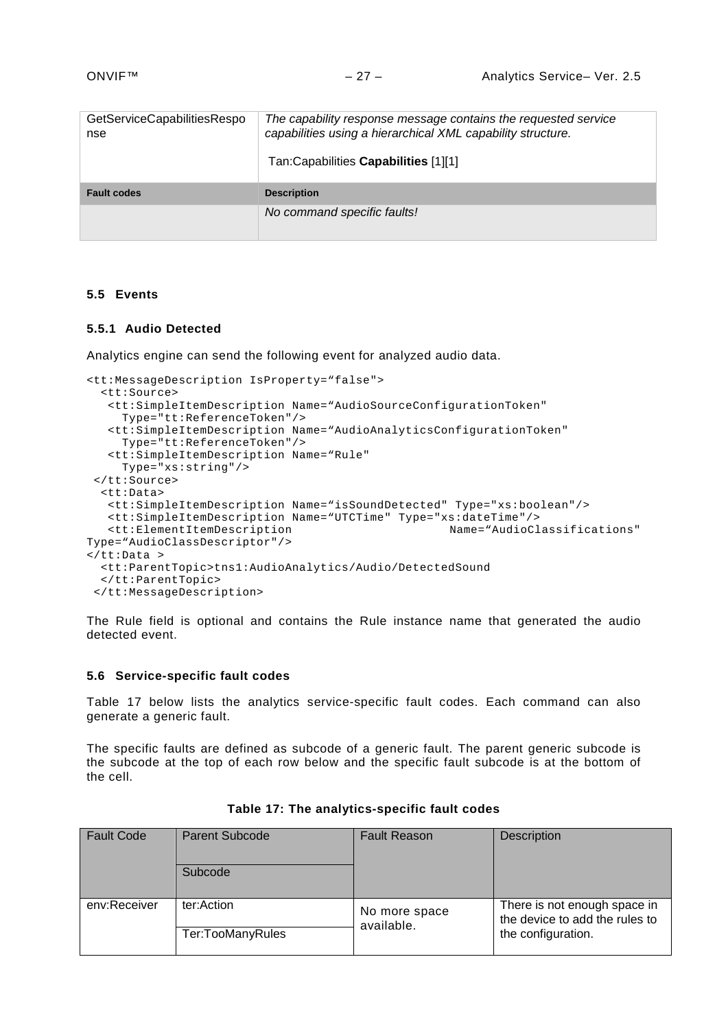| | |
|---|---|
| GetServiceCapabilitiesResponse | *The capability response message contains the requested service capabilities using a hierarchical XML capability structure.*<br><br>Tan:Capabilities **Capabilities** [1][1] |
| **Fault codes** | **Description** |
| | *No command specific faults!* |

### 5.5 Events

#### 5.5.1 Audio Detected

Analytics engine can send the following event for analyzed audio data.

```
<tt:MessageDescription IsProperty=“false">
  <tt:Source>
   <tt:SimpleItemDescription Name=“AudioSourceConfigurationToken"
     Type="tt:ReferenceToken"/>
   <tt:SimpleItemDescription Name=“AudioAnalyticsConfigurationToken"
     Type="tt:ReferenceToken"/>
   <tt:SimpleItemDescription Name=“Rule"
     Type="xs:string"/>
 </tt:Source>
  <tt:Data>
   <tt:SimpleItemDescription Name=“isSoundDetected" Type="xs:boolean"/>
   <tt:SimpleItemDescription Name=“UTCTime" Type="xs:dateTime"/>
   <tt:ElementItemDescription                    Name=“AudioClassifications"
Type=“AudioClassDescriptor"/>
</tt:Data >
  <tt:ParentTopic>tns1:AudioAnalytics/Audio/DetectedSound
  </tt:ParentTopic>
 </tt:MessageDescription>
```

The Rule field is optional and contains the Rule instance name that generated the audio detected event.

### 5.6 Service-specific fault codes

Table 17 below lists the analytics service-specific fault codes. Each command can also generate a generic fault.

The specific faults are defined as subcode of a generic fault. The parent generic subcode is the subcode at the top of each row below and the specific fault subcode is at the bottom of the cell.

**Table 17: The analytics-specific fault codes**

| Fault Code | Parent Subcode<br><br>Subcode | Fault Reason | Description |
|---|---|---|---|
| env:Receiver | ter:Action<br><br>Ter:TooManyRules | No more space available. | There is not enough space in the device to add the rules to the configuration. |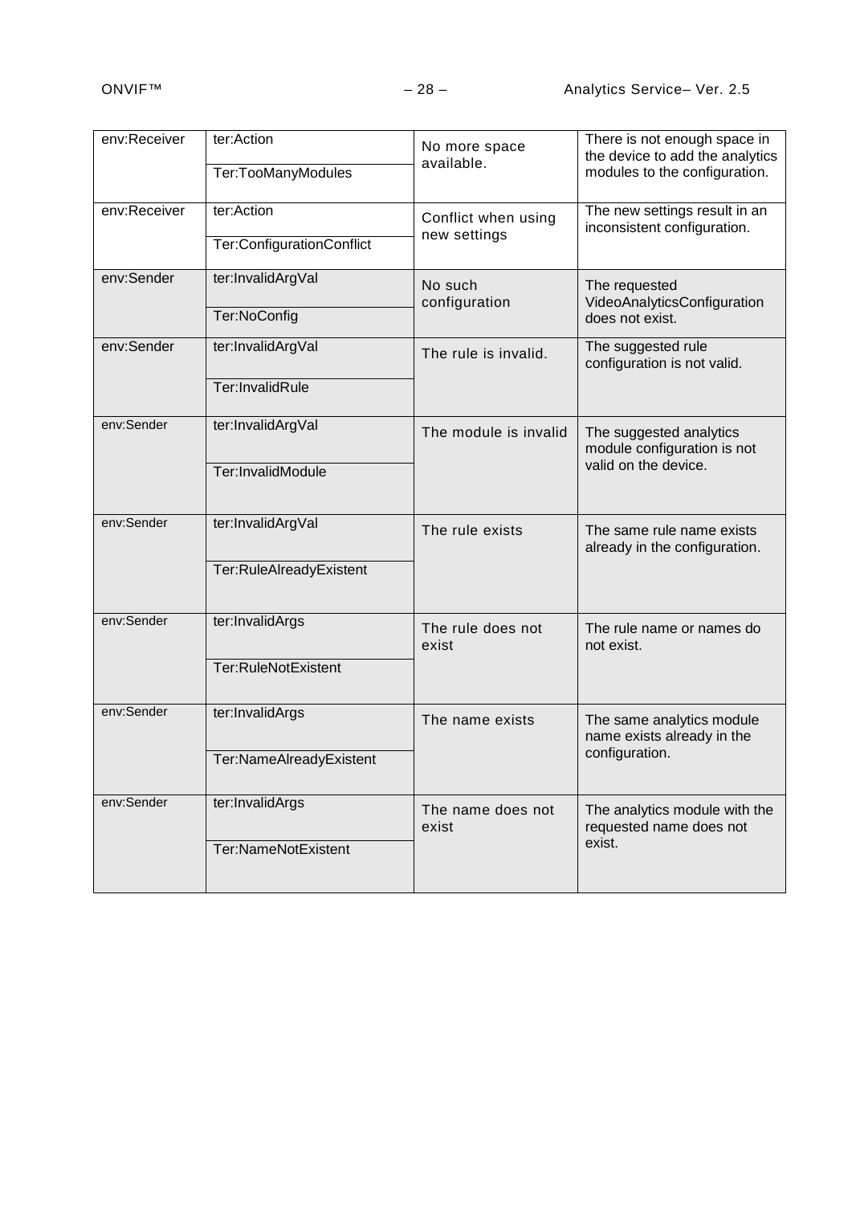| env:Receiver | ter:Action<br>Ter:TooManyModules | No more space available. | There is not enough space in the device to add the analytics modules to the configuration. |
|---|---|---|---|
| env:Receiver | ter:Action<br>Ter:ConfigurationConflict | Conflict when using new settings | The new settings result in an inconsistent configuration. |
| env:Sender | ter:InvalidArgVal<br>Ter:NoConfig | No such configuration | The requested VideoAnalyticsConfiguration does not exist. |
| env:Sender | ter:InvalidArgVal<br>Ter:InvalidRule | The rule is invalid. | The suggested rule configuration is not valid. |
| env:Sender | ter:InvalidArgVal<br>Ter:InvalidModule | The module is invalid | The suggested analytics module configuration is not valid on the device. |
| env:Sender | ter:InvalidArgVal<br>Ter:RuleAlreadyExistent | The rule exists | The same rule name exists already in the configuration. |
| env:Sender | ter:InvalidArgs<br>Ter:RuleNotExistent | The rule does not exist | The rule name or names do not exist. |
| env:Sender | ter:InvalidArgs<br>Ter:NameAlreadyExistent | The name exists | The same analytics module name exists already in the configuration. |
| env:Sender | ter:InvalidArgs<br>Ter:NameNotExistent | The name does not exist | The analytics module with the requested name does not exist. |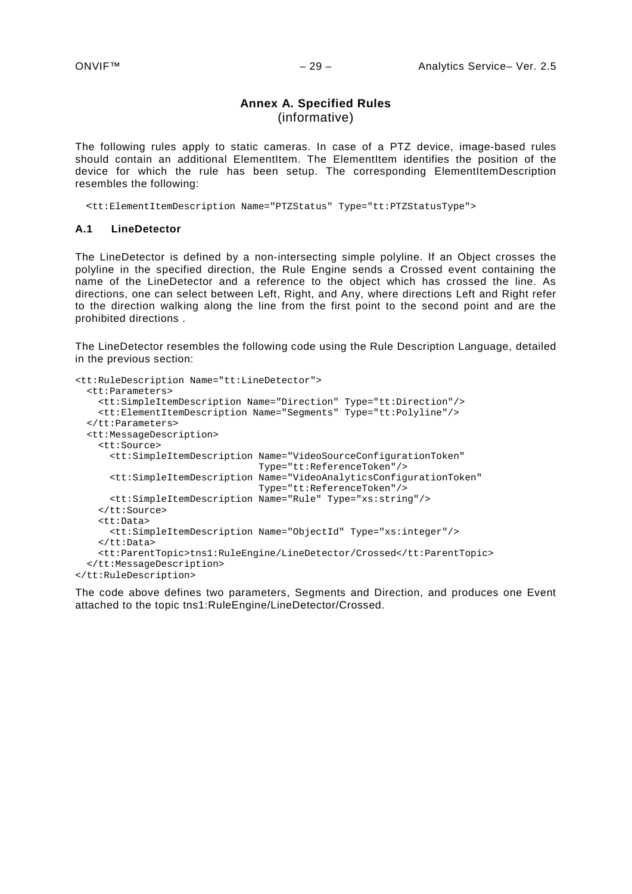# Annex A. Specified Rules
(informative)

The following rules apply to static cameras. In case of a PTZ device, image-based rules should contain an additional ElementItem. The ElementItem identifies the position of the device for which the rule has been setup. The corresponding ElementItemDescription resembles the following:

```
<tt:ElementItemDescription Name="PTZStatus" Type="tt:PTZStatusType">
```

### A.1 LineDetector

The LineDetector is defined by a non-intersecting simple polyline. If an Object crosses the polyline in the specified direction, the Rule Engine sends a Crossed event containing the name of the LineDetector and a reference to the object which has crossed the line. As directions, one can select between Left, Right, and Any, where directions Left and Right refer to the direction walking along the line from the first point to the second point and are the prohibited directions .

The LineDetector resembles the following code using the Rule Description Language, detailed in the previous section:

```
<tt:RuleDescription Name="tt:LineDetector">
  <tt:Parameters>
    <tt:SimpleItemDescription Name="Direction" Type="tt:Direction"/>
    <tt:ElementItemDescription Name="Segments" Type="tt:Polyline"/>
  </tt:Parameters>
  <tt:MessageDescription>
    <tt:Source>
      <tt:SimpleItemDescription Name="VideoSourceConfigurationToken"
                                Type="tt:ReferenceToken"/>
      <tt:SimpleItemDescription Name="VideoAnalyticsConfigurationToken"
                                Type="tt:ReferenceToken"/>
      <tt:SimpleItemDescription Name="Rule" Type="xs:string"/>
    </tt:Source>
    <tt:Data>
      <tt:SimpleItemDescription Name="ObjectId" Type="xs:integer"/>
    </tt:Data>
    <tt:ParentTopic>tns1:RuleEngine/LineDetector/Crossed</tt:ParentTopic>
  </tt:MessageDescription>
</tt:RuleDescription>
```

The code above defines two parameters, Segments and Direction, and produces one Event attached to the topic tns1:RuleEngine/LineDetector/Crossed.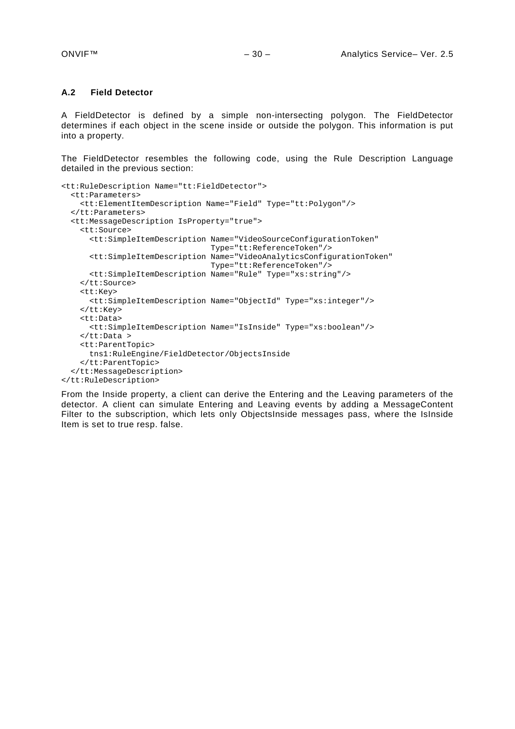### A.2 Field Detector

A FieldDetector is defined by a simple non-intersecting polygon. The FieldDetector determines if each object in the scene inside or outside the polygon. This information is put into a property.

The FieldDetector resembles the following code, using the Rule Description Language detailed in the previous section:

```
<tt:RuleDescription Name="tt:FieldDetector">
  <tt:Parameters>
    <tt:ElementItemDescription Name="Field" Type="tt:Polygon"/>
  </tt:Parameters>
  <tt:MessageDescription IsProperty="true">
    <tt:Source>
      <tt:SimpleItemDescription Name="VideoSourceConfigurationToken"
                                Type="tt:ReferenceToken"/>
      <tt:SimpleItemDescription Name="VideoAnalyticsConfigurationToken"
                                Type="tt:ReferenceToken"/>
      <tt:SimpleItemDescription Name="Rule" Type="xs:string"/>
    </tt:Source>
    <tt:Key>
      <tt:SimpleItemDescription Name="ObjectId" Type="xs:integer"/>
    </tt:Key>
    <tt:Data>
      <tt:SimpleItemDescription Name="IsInside" Type="xs:boolean"/>
    </tt:Data >
    <tt:ParentTopic>
      tns1:RuleEngine/FieldDetector/ObjectsInside
    </tt:ParentTopic>
  </tt:MessageDescription>
</tt:RuleDescription>
```

From the Inside property, a client can derive the Entering and the Leaving parameters of the detector. A client can simulate Entering and Leaving events by adding a MessageContent Filter to the subscription, which lets only ObjectsInside messages pass, where the IsInside Item is set to true resp. false.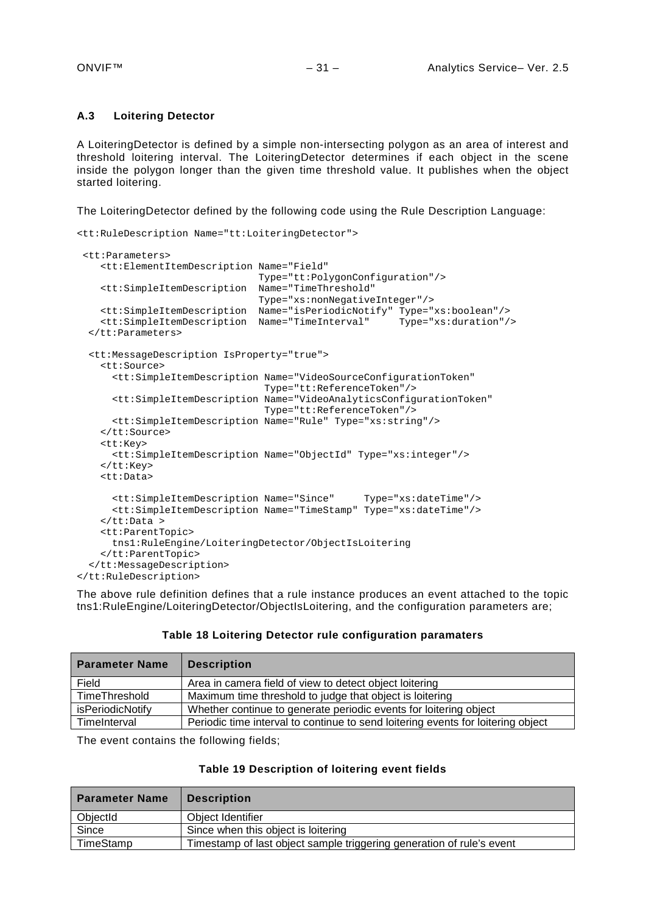### A.3 Loitering Detector

A LoiteringDetector is defined by a simple non-intersecting polygon as an area of interest and threshold loitering interval. The LoiteringDetector determines if each object in the scene inside the polygon longer than the given time threshold value. It publishes when the object started loitering.

The LoiteringDetector defined by the following code using the Rule Description Language:

```
<tt:RuleDescription Name="tt:LoiteringDetector">

 <tt:Parameters>
    <tt:ElementItemDescription Name="Field"
                               Type="tt:PolygonConfiguration"/>
    <tt:SimpleItemDescription  Name="TimeThreshold"
                               Type="xs:nonNegativeInteger"/>
    <tt:SimpleItemDescription  Name="isPeriodicNotify" Type="xs:boolean"/>
    <tt:SimpleItemDescription  Name="TimeInterval"     Type="xs:duration"/>
  </tt:Parameters>

  <tt:MessageDescription IsProperty="true">
    <tt:Source>
      <tt:SimpleItemDescription Name="VideoSourceConfigurationToken"
                                Type="tt:ReferenceToken"/>
      <tt:SimpleItemDescription Name="VideoAnalyticsConfigurationToken"
                                Type="tt:ReferenceToken"/>
      <tt:SimpleItemDescription Name="Rule" Type="xs:string"/>
    </tt:Source>
    <tt:Key>
      <tt:SimpleItemDescription Name="ObjectId" Type="xs:integer"/>
    </tt:Key>
    <tt:Data>

      <tt:SimpleItemDescription Name="Since"     Type="xs:dateTime"/>
      <tt:SimpleItemDescription Name="TimeStamp" Type="xs:dateTime"/>
    </tt:Data >
    <tt:ParentTopic>
      tns1:RuleEngine/LoiteringDetector/ObjectIsLoitering
    </tt:ParentTopic>
  </tt:MessageDescription>
</tt:RuleDescription>
```

The above rule definition defines that a rule instance produces an event attached to the topic tns1:RuleEngine/LoiteringDetector/ObjectIsLoitering, and the configuration parameters are;

**Table 18 Loitering Detector rule configuration paramaters**

| Parameter Name | Description |
|---|---|
| Field | Area in camera field of view to detect object loitering |
| TimeThreshold | Maximum time threshold to judge that object is loitering |
| isPeriodicNotify | Whether continue to generate periodic events for loitering object |
| TimeInterval | Periodic time interval to continue to send loitering events for loitering object |

The event contains the following fields;

**Table 19 Description of loitering event fields**

| Parameter Name | Description |
|---|---|
| ObjectId | Object Identifier |
| Since | Since when this object is loitering |
| TimeStamp | Timestamp of last object sample triggering generation of rule's event |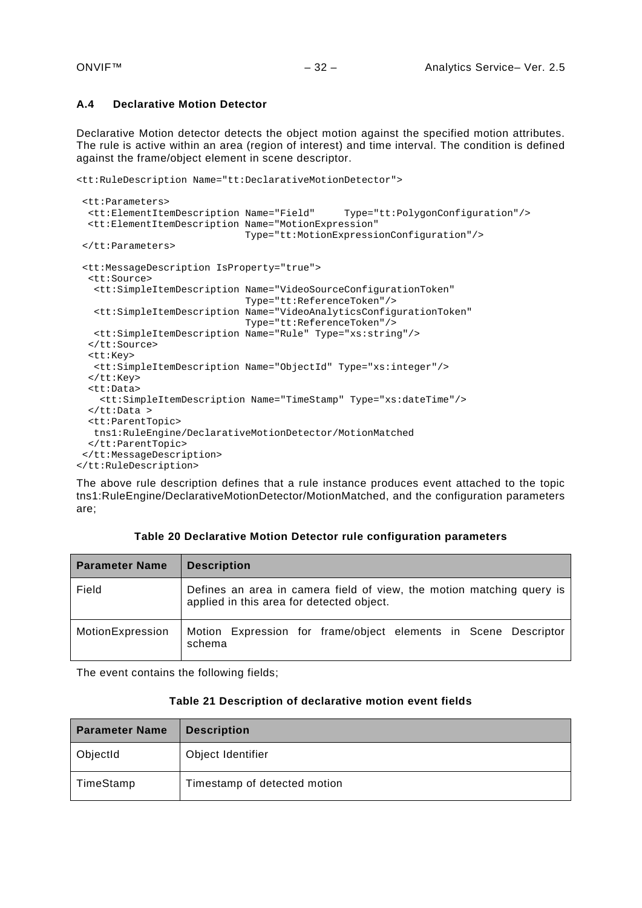### A.4 Declarative Motion Detector

Declarative Motion detector detects the object motion against the specified motion attributes. The rule is active within an area (region of interest) and time interval. The condition is defined against the frame/object element in scene descriptor.

```
<tt:RuleDescription Name="tt:DeclarativeMotionDetector">

 <tt:Parameters>
  <tt:ElementItemDescription Name="Field"     Type="tt:PolygonConfiguration"/>
  <tt:ElementItemDescription Name="MotionExpression"
                             Type="tt:MotionExpressionConfiguration"/>
 </tt:Parameters>

 <tt:MessageDescription IsProperty="true">
  <tt:Source>
   <tt:SimpleItemDescription Name="VideoSourceConfigurationToken"
                             Type="tt:ReferenceToken"/>
   <tt:SimpleItemDescription Name="VideoAnalyticsConfigurationToken"
                             Type="tt:ReferenceToken"/>
   <tt:SimpleItemDescription Name="Rule" Type="xs:string"/>
  </tt:Source>
  <tt:Key>
   <tt:SimpleItemDescription Name="ObjectId" Type="xs:integer"/>
  </tt:Key>
  <tt:Data>
    <tt:SimpleItemDescription Name="TimeStamp" Type="xs:dateTime"/>
  </tt:Data >
  <tt:ParentTopic>
   tns1:RuleEngine/DeclarativeMotionDetector/MotionMatched
  </tt:ParentTopic>
 </tt:MessageDescription>
</tt:RuleDescription>
```

The above rule description defines that a rule instance produces event attached to the topic tns1:RuleEngine/DeclarativeMotionDetector/MotionMatched, and the configuration parameters are;

**Table 20 Declarative Motion Detector rule configuration parameters**

| Parameter Name | Description |
|---|---|
| Field | Defines an area in camera field of view, the motion matching query is applied in this area for detected object. |
| MotionExpression | Motion Expression for frame/object elements in Scene Descriptor schema |

The event contains the following fields;

**Table 21 Description of declarative motion event fields**

| Parameter Name | Description |
|---|---|
| ObjectId | Object Identifier |
| TimeStamp | Timestamp of detected motion |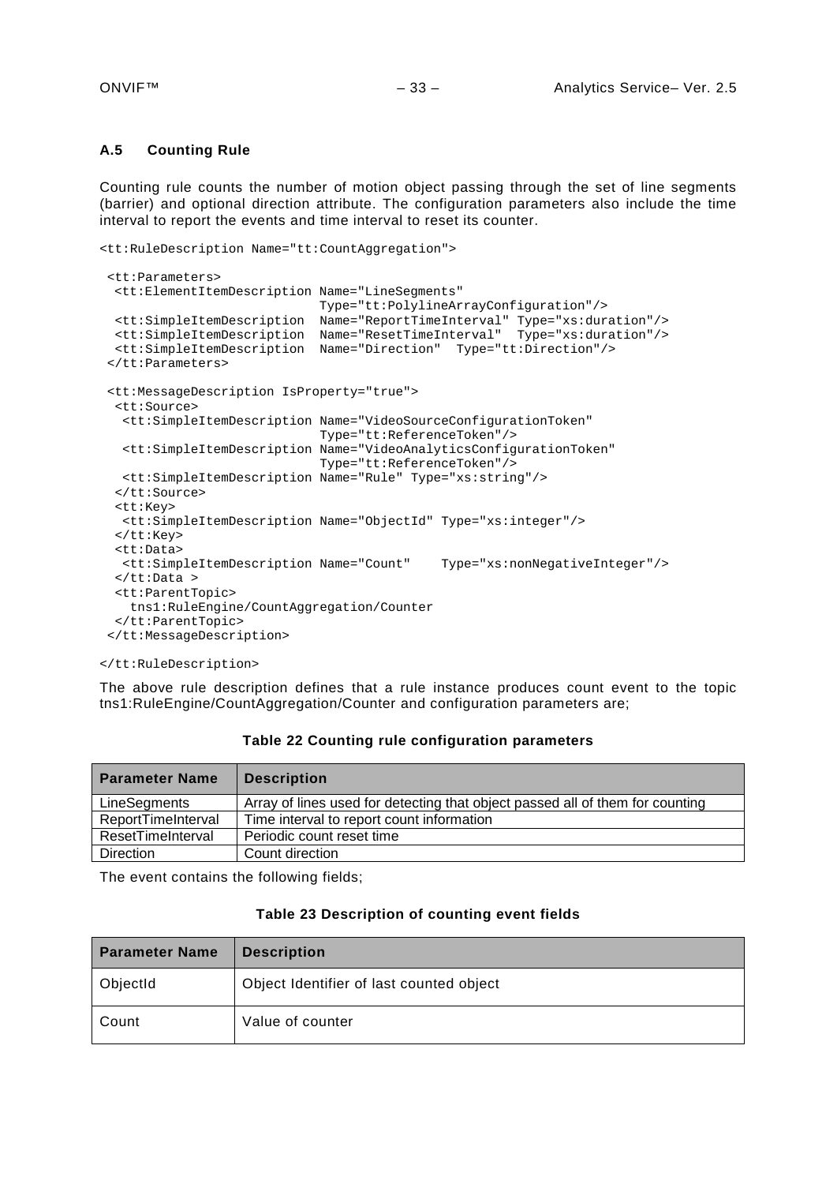### A.5 Counting Rule

Counting rule counts the number of motion object passing through the set of line segments (barrier) and optional direction attribute. The configuration parameters also include the time interval to report the events and time interval to reset its counter.

```
<tt:RuleDescription Name="tt:CountAggregation">

 <tt:Parameters>
  <tt:ElementItemDescription Name="LineSegments"
                             Type="tt:PolylineArrayConfiguration"/>
  <tt:SimpleItemDescription  Name="ReportTimeInterval" Type="xs:duration"/>
  <tt:SimpleItemDescription  Name="ResetTimeInterval"  Type="xs:duration"/>
  <tt:SimpleItemDescription  Name="Direction"  Type="tt:Direction"/>
 </tt:Parameters>

 <tt:MessageDescription IsProperty="true">
  <tt:Source>
   <tt:SimpleItemDescription Name="VideoSourceConfigurationToken"
                             Type="tt:ReferenceToken"/>
   <tt:SimpleItemDescription Name="VideoAnalyticsConfigurationToken"
                             Type="tt:ReferenceToken"/>
   <tt:SimpleItemDescription Name="Rule" Type="xs:string"/>
  </tt:Source>
  <tt:Key>
   <tt:SimpleItemDescription Name="ObjectId" Type="xs:integer"/>
  </tt:Key>
  <tt:Data>
   <tt:SimpleItemDescription Name="Count"    Type="xs:nonNegativeInteger"/>
  </tt:Data >
  <tt:ParentTopic>
    tns1:RuleEngine/CountAggregation/Counter
  </tt:ParentTopic>
 </tt:MessageDescription>

</tt:RuleDescription>
```

The above rule description defines that a rule instance produces count event to the topic tns1:RuleEngine/CountAggregation/Counter and configuration parameters are;

**Table 22 Counting rule configuration parameters**

| Parameter Name | Description |
|---|---|
| LineSegments | Array of lines used for detecting that object passed all of them for counting |
| ReportTimeInterval | Time interval to report count information |
| ResetTimeInterval | Periodic count reset time |
| Direction | Count direction |

The event contains the following fields;

**Table 23 Description of counting event fields**

| Parameter Name | Description |
|---|---|
| ObjectId | Object Identifier of last counted object |
| Count | Value of counter |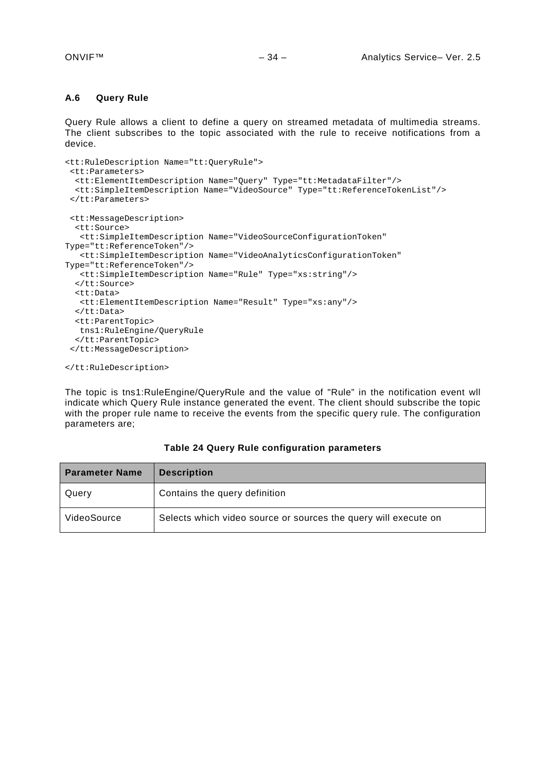### A.6 Query Rule

Query Rule allows a client to define a query on streamed metadata of multimedia streams. The client subscribes to the topic associated with the rule to receive notifications from a device.

```
<tt:RuleDescription Name="tt:QueryRule">
 <tt:Parameters>
  <tt:ElementItemDescription Name="Query" Type="tt:MetadataFilter"/>
  <tt:SimpleItemDescription Name="VideoSource" Type="tt:ReferenceTokenList"/>
 </tt:Parameters>

 <tt:MessageDescription>
  <tt:Source>
   <tt:SimpleItemDescription Name="VideoSourceConfigurationToken"
Type="tt:ReferenceToken"/>
   <tt:SimpleItemDescription Name="VideoAnalyticsConfigurationToken"
Type="tt:ReferenceToken"/>
   <tt:SimpleItemDescription Name="Rule" Type="xs:string"/>
  </tt:Source>
  <tt:Data>
   <tt:ElementItemDescription Name="Result" Type="xs:any"/>
  </tt:Data>
  <tt:ParentTopic>
   tns1:RuleEngine/QueryRule
  </tt:ParentTopic>
 </tt:MessageDescription>

</tt:RuleDescription>
```

The topic is tns1:RuleEngine/QueryRule and the value of "Rule" in the notification event wll indicate which Query Rule instance generated the event. The client should subscribe the topic with the proper rule name to receive the events from the specific query rule. The configuration parameters are;

**Table 24 Query Rule configuration parameters**

| Parameter Name | Description |
|---|---|
| Query | Contains the query definition |
| VideoSource | Selects which video source or sources the query will execute on |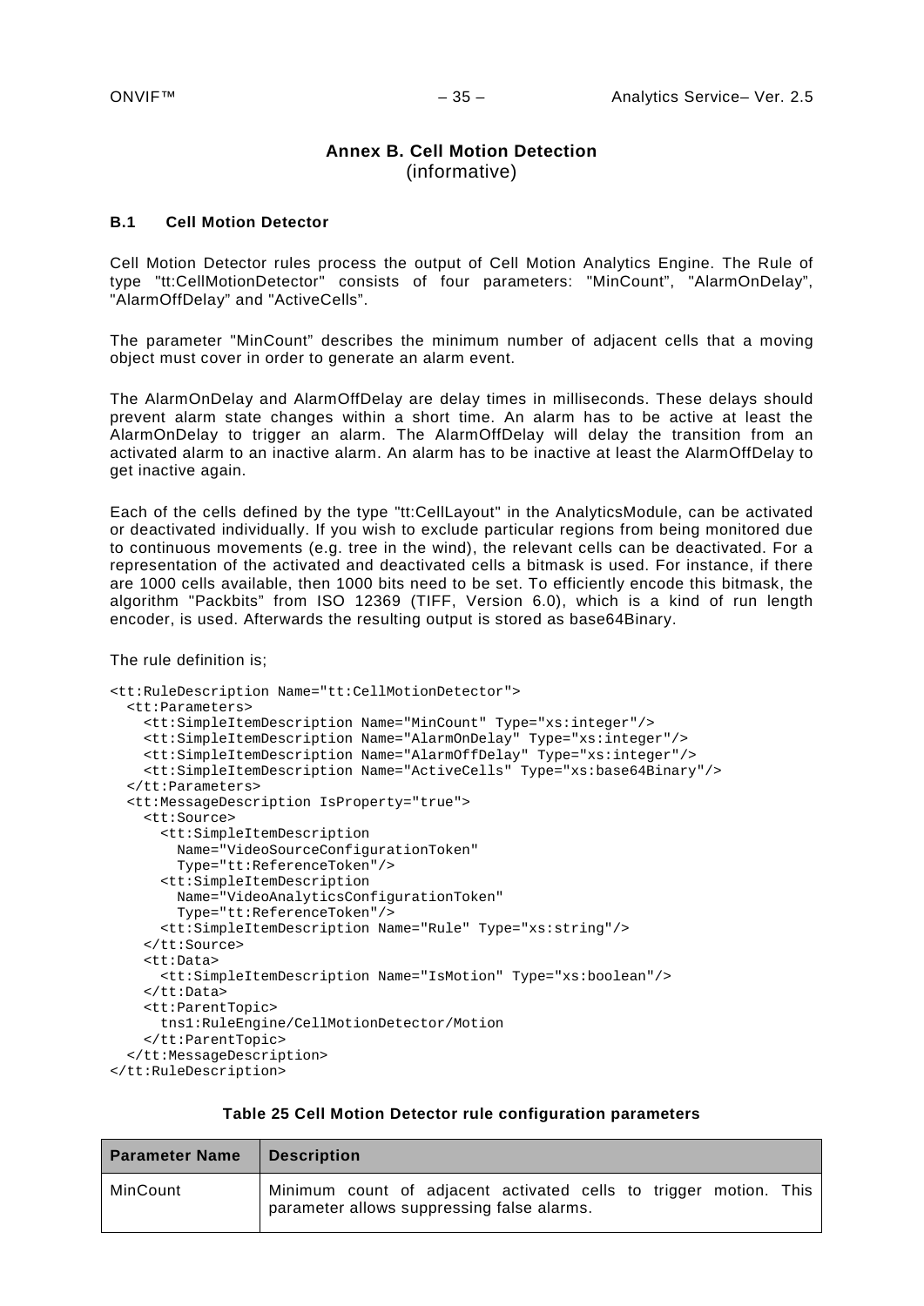# Annex B. Cell Motion Detection
(informative)

## B.1 Cell Motion Detector

Cell Motion Detector rules process the output of Cell Motion Analytics Engine. The Rule of type "tt:CellMotionDetector" consists of four parameters: "MinCount", "AlarmOnDelay", "AlarmOffDelay" and "ActiveCells".

The parameter "MinCount" describes the minimum number of adjacent cells that a moving object must cover in order to generate an alarm event.

The AlarmOnDelay and AlarmOffDelay are delay times in milliseconds. These delays should prevent alarm state changes within a short time. An alarm has to be active at least the AlarmOnDelay to trigger an alarm. The AlarmOffDelay will delay the transition from an activated alarm to an inactive alarm. An alarm has to be inactive at least the AlarmOffDelay to get inactive again.

Each of the cells defined by the type "tt:CellLayout" in the AnalyticsModule, can be activated or deactivated individually. If you wish to exclude particular regions from being monitored due to continuous movements (e.g. tree in the wind), the relevant cells can be deactivated. For a representation of the activated and deactivated cells a bitmask is used. For instance, if there are 1000 cells available, then 1000 bits need to be set. To efficiently encode this bitmask, the algorithm "Packbits" from ISO 12369 (TIFF, Version 6.0), which is a kind of run length encoder, is used. Afterwards the resulting output is stored as base64Binary.

The rule definition is;

```
<tt:RuleDescription Name="tt:CellMotionDetector">
  <tt:Parameters>
    <tt:SimpleItemDescription Name="MinCount" Type="xs:integer"/>
    <tt:SimpleItemDescription Name="AlarmOnDelay" Type="xs:integer"/>
    <tt:SimpleItemDescription Name="AlarmOffDelay" Type="xs:integer"/>
    <tt:SimpleItemDescription Name="ActiveCells" Type="xs:base64Binary"/>
  </tt:Parameters>
  <tt:MessageDescription IsProperty="true">
    <tt:Source>
      <tt:SimpleItemDescription
        Name="VideoSourceConfigurationToken"
        Type="tt:ReferenceToken"/>
      <tt:SimpleItemDescription
        Name="VideoAnalyticsConfigurationToken"
        Type="tt:ReferenceToken"/>
      <tt:SimpleItemDescription Name="Rule" Type="xs:string"/>
    </tt:Source>
    <tt:Data>
      <tt:SimpleItemDescription Name="IsMotion" Type="xs:boolean"/>
    </tt:Data>
    <tt:ParentTopic>
      tns1:RuleEngine/CellMotionDetector/Motion
    </tt:ParentTopic>
  </tt:MessageDescription>
</tt:RuleDescription>
```

**Table 25 Cell Motion Detector rule configuration parameters**

| Parameter Name | Description |
|---|---|
| MinCount | Minimum count of adjacent activated cells to trigger motion. This parameter allows suppressing false alarms. |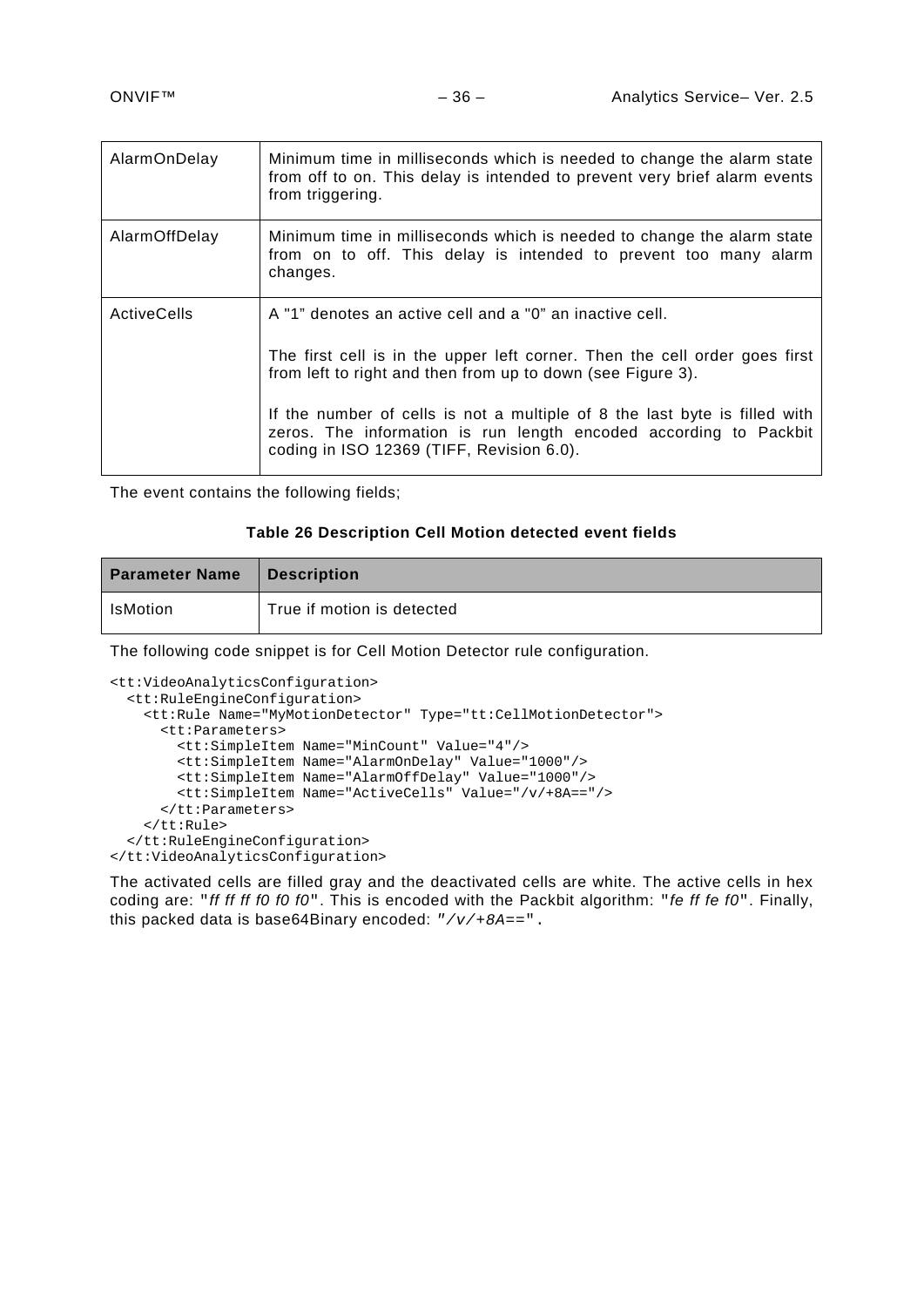| | |
|---|---|
| AlarmOnDelay | Minimum time in milliseconds which is needed to change the alarm state from off to on. This delay is intended to prevent very brief alarm events from triggering. |
| AlarmOffDelay | Minimum time in milliseconds which is needed to change the alarm state from on to off. This delay is intended to prevent too many alarm changes. |
| ActiveCells | A "1" denotes an active cell and a "0" an inactive cell.<br><br>The first cell is in the upper left corner. Then the cell order goes first from left to right and then from up to down (see Figure 3).<br><br>If the number of cells is not a multiple of 8 the last byte is filled with zeros. The information is run length encoded according to Packbit coding in ISO 12369 (TIFF, Revision 6.0). |

The event contains the following fields;

**Table 26 Description Cell Motion detected event fields**

| Parameter Name | Description |
|---|---|
| IsMotion | True if motion is detected |

The following code snippet is for Cell Motion Detector rule configuration.

```
<tt:VideoAnalyticsConfiguration>
  <tt:RuleEngineConfiguration>
    <tt:Rule Name="MyMotionDetector" Type="tt:CellMotionDetector">
      <tt:Parameters>
        <tt:SimpleItem Name="MinCount" Value="4"/>
        <tt:SimpleItem Name="AlarmOnDelay" Value="1000"/>
        <tt:SimpleItem Name="AlarmOffDelay" Value="1000"/>
        <tt:SimpleItem Name="ActiveCells" Value="/v/+8A=="/>
      </tt:Parameters>
    </tt:Rule>
  </tt:RuleEngineConfiguration>
</tt:VideoAnalyticsConfiguration>
```

The activated cells are filled gray and the deactivated cells are white. The active cells in hex coding are: "*ff ff ff f0 f0 f0*". This is encoded with the Packbit algorithm: "*fe ff fe f0*". Finally, this packed data is base64Binary encoded: *"/v/+8A=="*.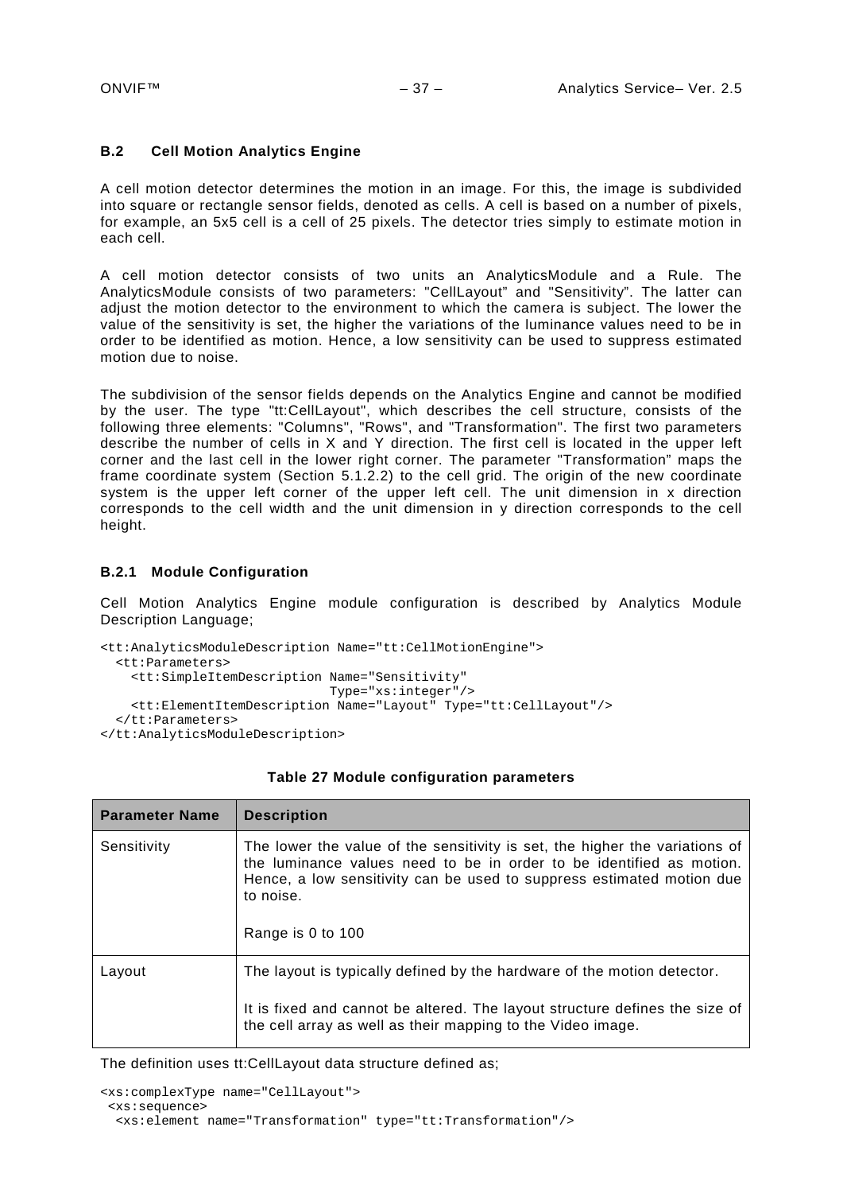### B.2 Cell Motion Analytics Engine

A cell motion detector determines the motion in an image. For this, the image is subdivided into square or rectangle sensor fields, denoted as cells. A cell is based on a number of pixels, for example, an 5x5 cell is a cell of 25 pixels. The detector tries simply to estimate motion in each cell.

A cell motion detector consists of two units an AnalyticsModule and a Rule. The AnalyticsModule consists of two parameters: "CellLayout" and "Sensitivity". The latter can adjust the motion detector to the environment to which the camera is subject. The lower the value of the sensitivity is set, the higher the variations of the luminance values need to be in order to be identified as motion. Hence, a low sensitivity can be used to suppress estimated motion due to noise.

The subdivision of the sensor fields depends on the Analytics Engine and cannot be modified by the user. The type "tt:CellLayout", which describes the cell structure, consists of the following three elements: "Columns", "Rows", and "Transformation". The first two parameters describe the number of cells in X and Y direction. The first cell is located in the upper left corner and the last cell in the lower right corner. The parameter "Transformation" maps the frame coordinate system (Section 5.1.2.2) to the cell grid. The origin of the new coordinate system is the upper left corner of the upper left cell. The unit dimension in x direction corresponds to the cell width and the unit dimension in y direction corresponds to the cell height.

#### B.2.1 Module Configuration

Cell Motion Analytics Engine module configuration is described by Analytics Module Description Language;

```
<tt:AnalyticsModuleDescription Name="tt:CellMotionEngine">
  <tt:Parameters>
    <tt:SimpleItemDescription Name="Sensitivity"
                              Type="xs:integer"/>
    <tt:ElementItemDescription Name="Layout" Type="tt:CellLayout"/>
  </tt:Parameters>
</tt:AnalyticsModuleDescription>
```

**Table 27 Module configuration parameters**

| Parameter Name | Description |
|---|---|
| Sensitivity | The lower the value of the sensitivity is set, the higher the variations of the luminance values need to be in order to be identified as motion. Hence, a low sensitivity can be used to suppress estimated motion due to noise.<br><br>Range is 0 to 100 |
| Layout | The layout is typically defined by the hardware of the motion detector.<br><br>It is fixed and cannot be altered. The layout structure defines the size of the cell array as well as their mapping to the Video image. |

The definition uses tt:CellLayout data structure defined as;

```
<xs:complexType name="CellLayout">
 <xs:sequence>
  <xs:element name="Transformation" type="tt:Transformation"/>
```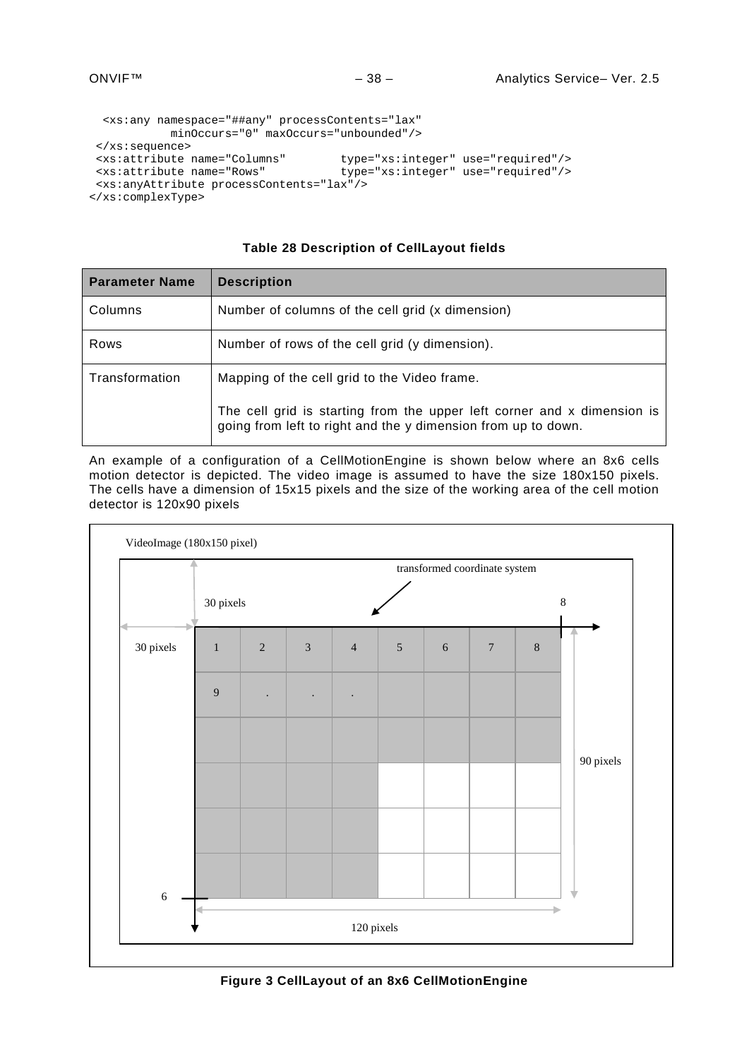```
  <xs:any namespace="##any" processContents="lax"
          minOccurs="0" maxOccurs="unbounded"/>
 </xs:sequence>
 <xs:attribute name="Columns"        type="xs:integer" use="required"/>
 <xs:attribute name="Rows"           type="xs:integer" use="required"/>
 <xs:anyAttribute processContents="lax"/>
</xs:complexType>
```

**Table 28 Description of CellLayout fields**

| Parameter Name | Description |
|---|---|
| Columns | Number of columns of the cell grid (x dimension) |
| Rows | Number of rows of the cell grid (y dimension). |
| Transformation | Mapping of the cell grid to the Video frame.<br><br>The cell grid is starting from the upper left corner and x dimension is going from left to right and the y dimension from up to down. |

An example of a configuration of a CellMotionEngine is shown below where an 8x6 cells motion detector is depicted. The video image is assumed to have the size 180x150 pixels. The cells have a dimension of 15x15 pixels and the size of the working area of the cell motion detector is 120x90 pixels

VideoImage (180x150 pixel)

transformed coordinate system

30 pixels

30 pixels

8

1 2 3 4 5 6 7 8

9 . . .

90 pixels

6

120 pixels

**Figure 3 CellLayout of an 8x6 CellMotionEngine**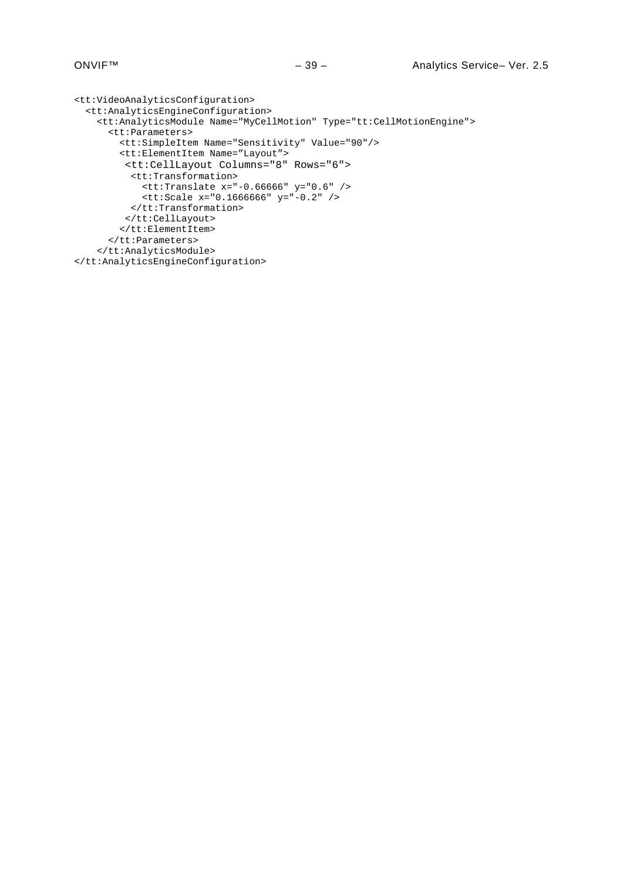```
<tt:VideoAnalyticsConfiguration>
  <tt:AnalyticsEngineConfiguration>
    <tt:AnalyticsModule Name="MyCellMotion" Type="tt:CellMotionEngine">
      <tt:Parameters>
        <tt:SimpleItem Name="Sensitivity" Value="90"/>
        <tt:ElementItem Name=”Layout”>
         <tt:CellLayout Columns="8" Rows="6">
          <tt:Transformation>
            <tt:Translate x="-0.66666" y="0.6" />
            <tt:Scale x="0.1666666" y="-0.2" />
          </tt:Transformation>
         </tt:CellLayout>
        </tt:ElementItem>
      </tt:Parameters>
    </tt:AnalyticsModule>
</tt:AnalyticsEngineConfiguration>
```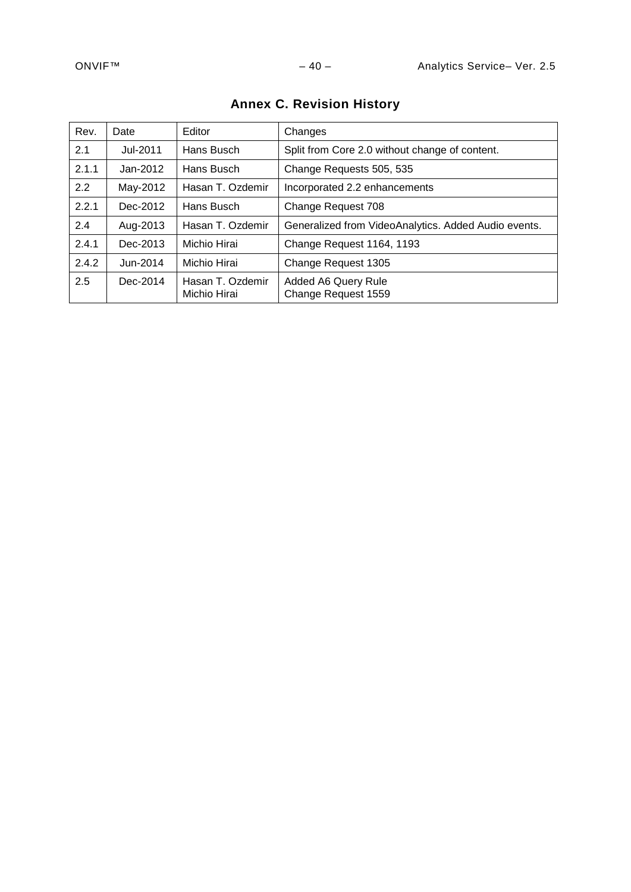# Annex C. Revision History

| Rev. | Date | Editor | Changes |
|---|---|---|---|
| 2.1 | Jul-2011 | Hans Busch | Split from Core 2.0 without change of content. |
| 2.1.1 | Jan-2012 | Hans Busch | Change Requests 505, 535 |
| 2.2 | May-2012 | Hasan T. Ozdemir | Incorporated 2.2 enhancements |
| 2.2.1 | Dec-2012 | Hans Busch | Change Request 708 |
| 2.4 | Aug-2013 | Hasan T. Ozdemir | Generalized from VideoAnalytics. Added Audio events. |
| 2.4.1 | Dec-2013 | Michio Hirai | Change Request 1164, 1193 |
| 2.4.2 | Jun-2014 | Michio Hirai | Change Request 1305 |
| 2.5 | Dec-2014 | Hasan T. Ozdemir<br>Michio Hirai | Added A6 Query Rule<br>Change Request 1559 |